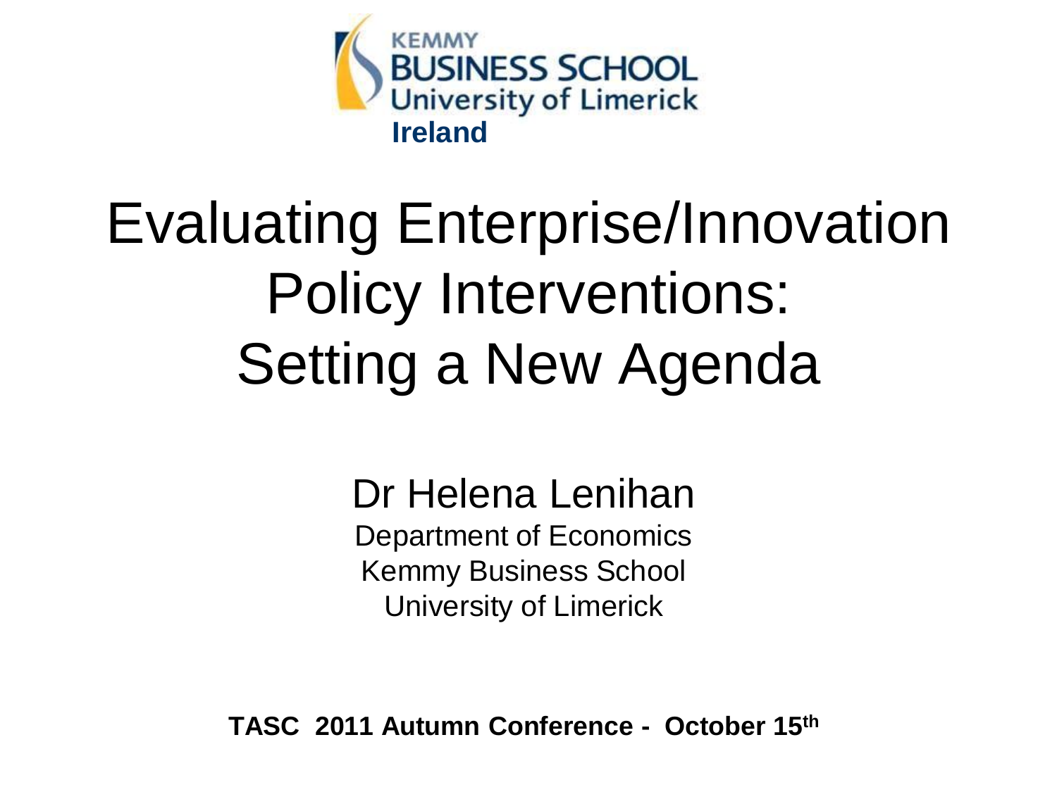KEMMY
BUSINESS SCHOOL
University of Limerick
**Ireland**

# Evaluating Enterprise/Innovation Policy Interventions: Setting a New Agenda

Dr Helena Lenihan

Department of Economics
Kemmy Business School
University of Limerick

**TASC 2011 Autumn Conference - October 15th**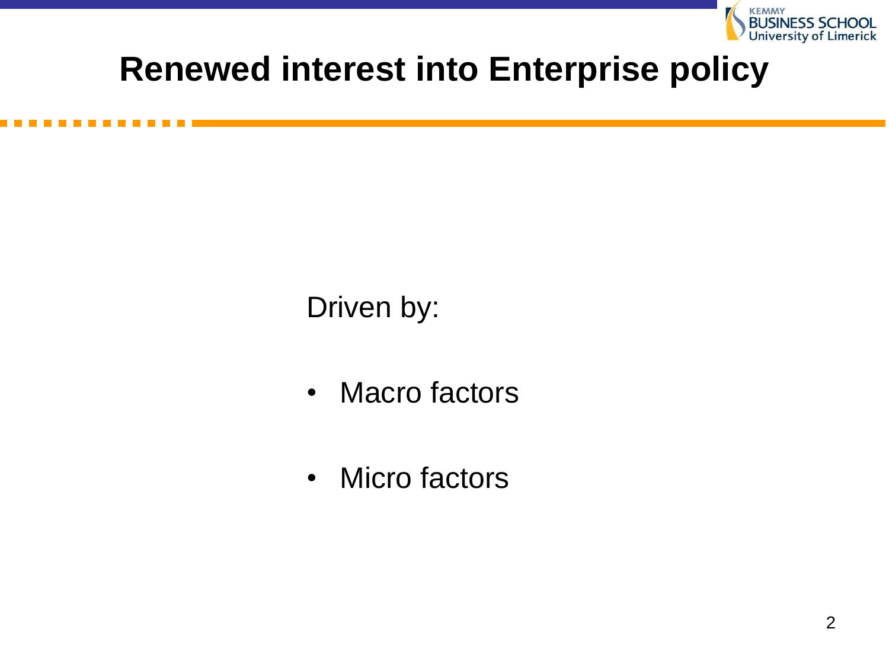# Renewed interest into Enterprise policy

Driven by:

- Macro factors
- Micro factors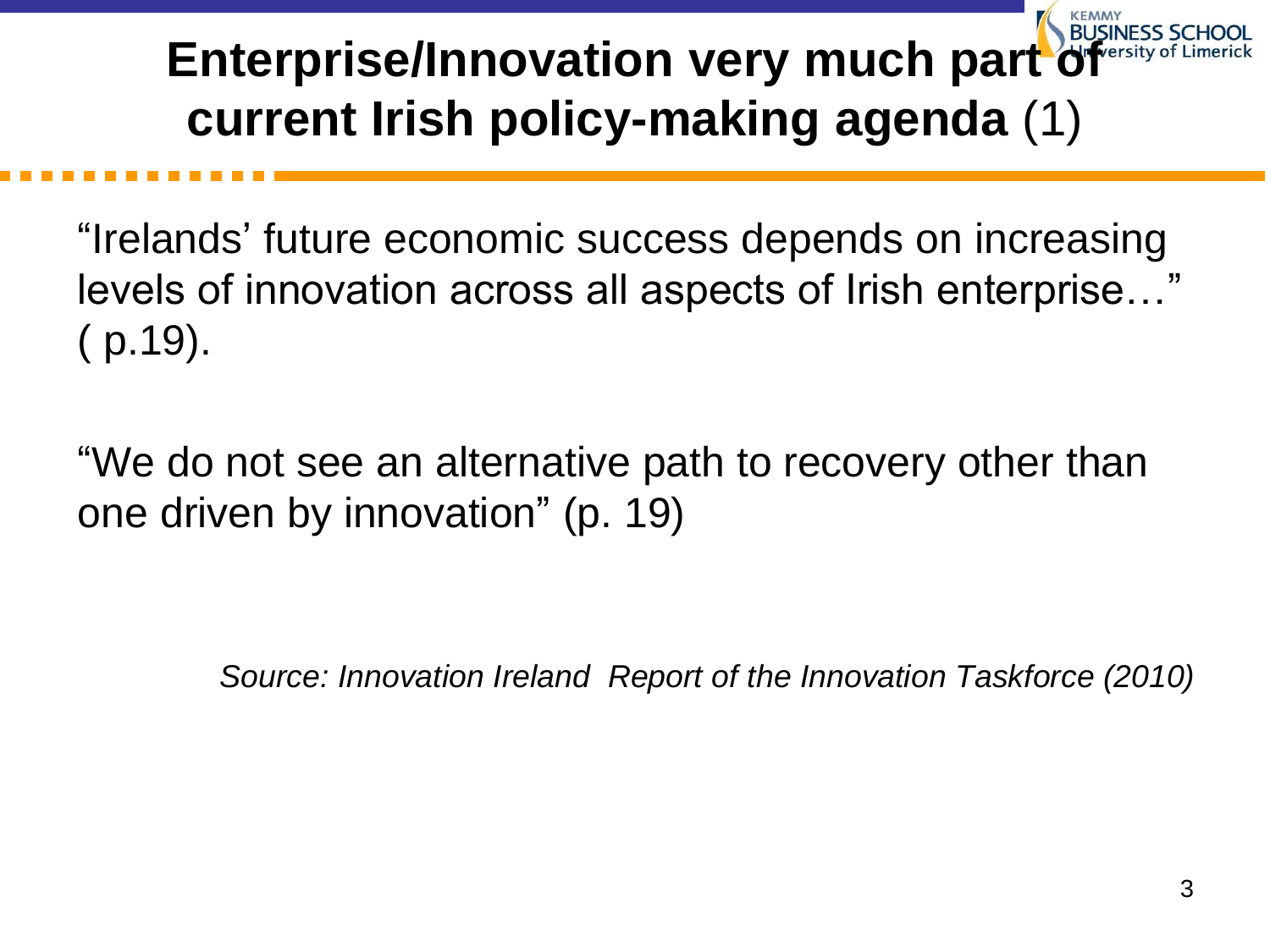# **Enterprise/Innovation very much part of current Irish policy-making agenda** (1)

"Irelands' future economic success depends on increasing levels of innovation across all aspects of Irish enterprise…" ( p.19).

"We do not see an alternative path to recovery other than one driven by innovation" (p. 19)

*Source: Innovation Ireland Report of the Innovation Taskforce (2010)*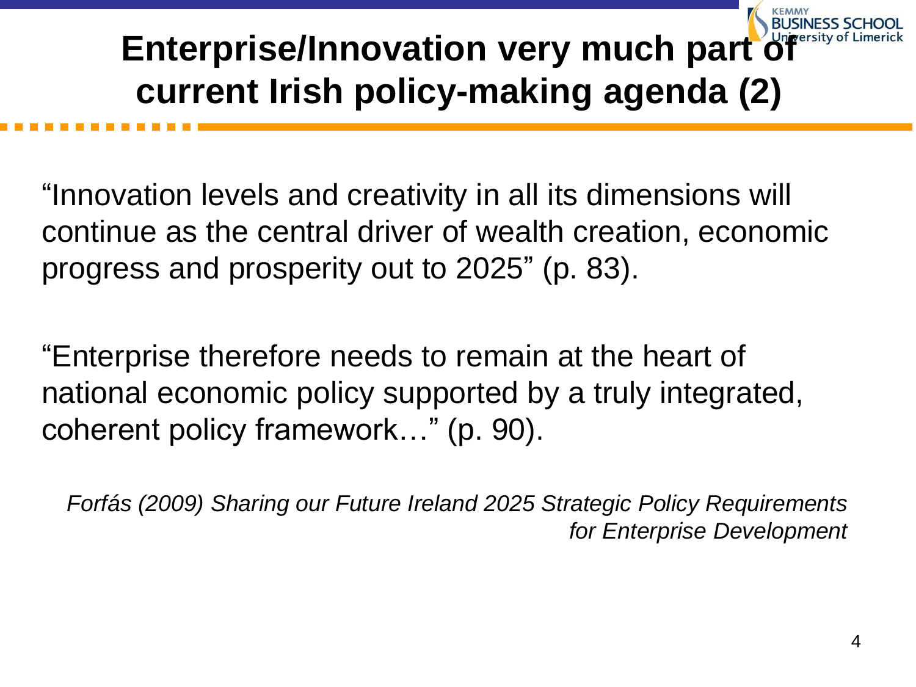# Enterprise/Innovation very much part of current Irish policy-making agenda (2)

"Innovation levels and creativity in all its dimensions will continue as the central driver of wealth creation, economic progress and prosperity out to 2025" (p. 83).

"Enterprise therefore needs to remain at the heart of national economic policy supported by a truly integrated, coherent policy framework…" (p. 90).

*Forfás (2009) Sharing our Future Ireland 2025 Strategic Policy Requirements for Enterprise Development*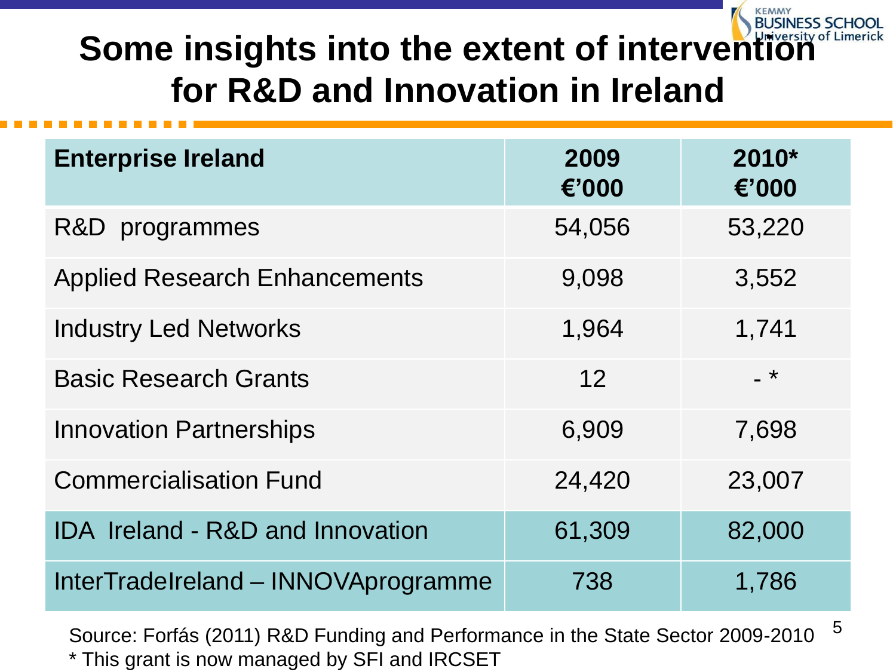# Some insights into the extent of intervention for R&D and Innovation in Ireland

| Enterprise Ireland | 2009 €'000 | 2010* €'000 |
|---|---|---|
| R&D programmes | 54,056 | 53,220 |
| Applied Research Enhancements | 9,098 | 3,552 |
| Industry Led Networks | 1,964 | 1,741 |
| Basic Research Grants | 12 | - * |
| Innovation Partnerships | 6,909 | 7,698 |
| Commercialisation Fund | 24,420 | 23,007 |
| IDA Ireland - R&D and Innovation | 61,309 | 82,000 |
| InterTradeIreland – INNOVAprogramme | 738 | 1,786 |

Source: Forfás (2011) R&D Funding and Performance in the State Sector 2009-2010

* This grant is now managed by SFI and IRCSET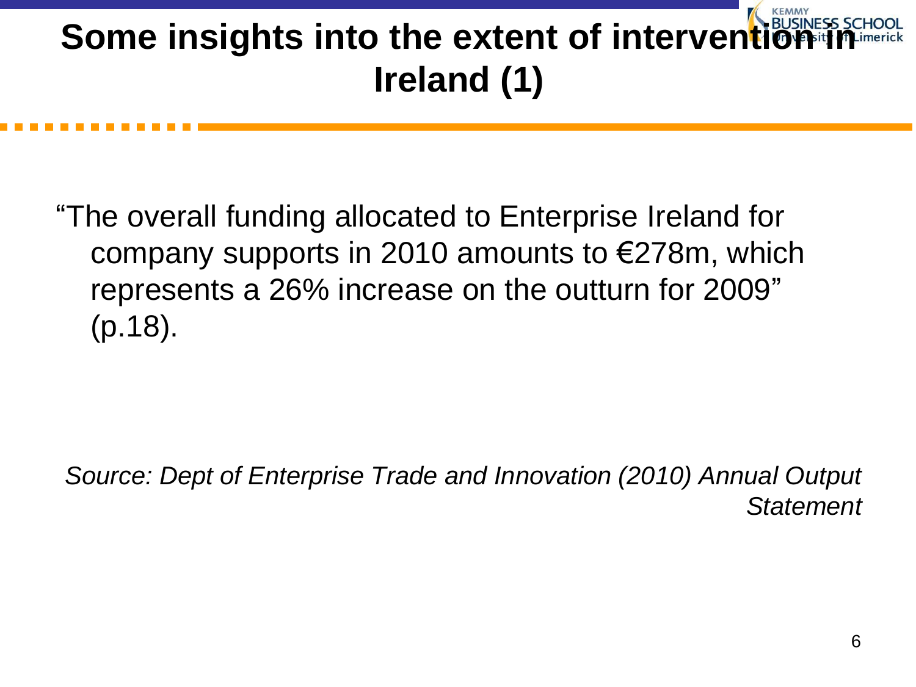# Some insights into the extent of intervention in Ireland (1)

"The overall funding allocated to Enterprise Ireland for company supports in 2010 amounts to €278m, which represents a 26% increase on the outturn for 2009" (p.18).

*Source: Dept of Enterprise Trade and Innovation (2010) Annual Output Statement*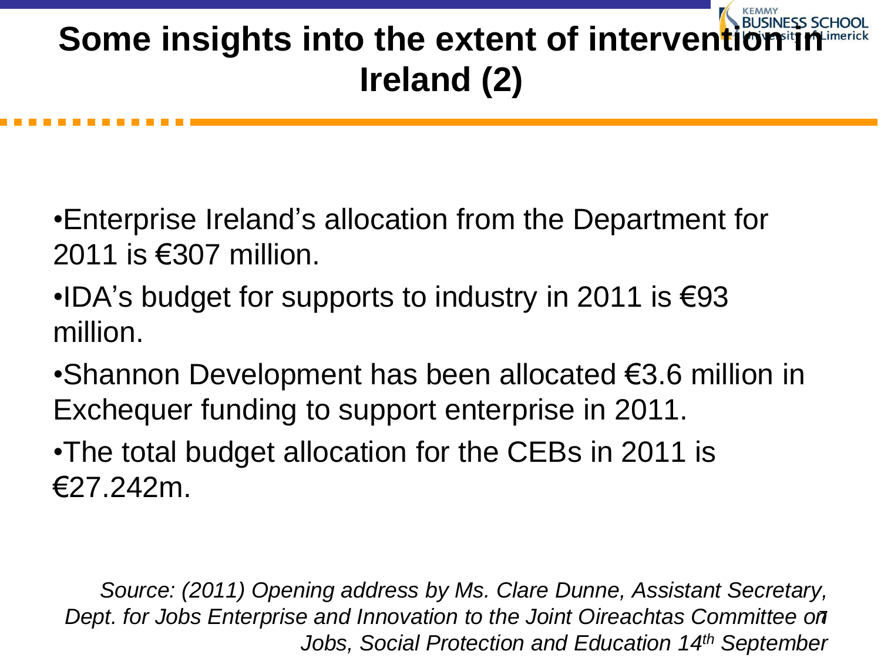# Some insights into the extent of intervention in Ireland (2)

- Enterprise Ireland's allocation from the Department for 2011 is €307 million.
- IDA's budget for supports to industry in 2011 is €93 million.
- Shannon Development has been allocated €3.6 million in Exchequer funding to support enterprise in 2011.
- The total budget allocation for the CEBs in 2011 is €27.242m.

*Source: (2011) Opening address by Ms. Clare Dunne, Assistant Secretary, Dept. for Jobs Enterprise and Innovation to the Joint Oireachtas Committee on Jobs, Social Protection and Education 14th September*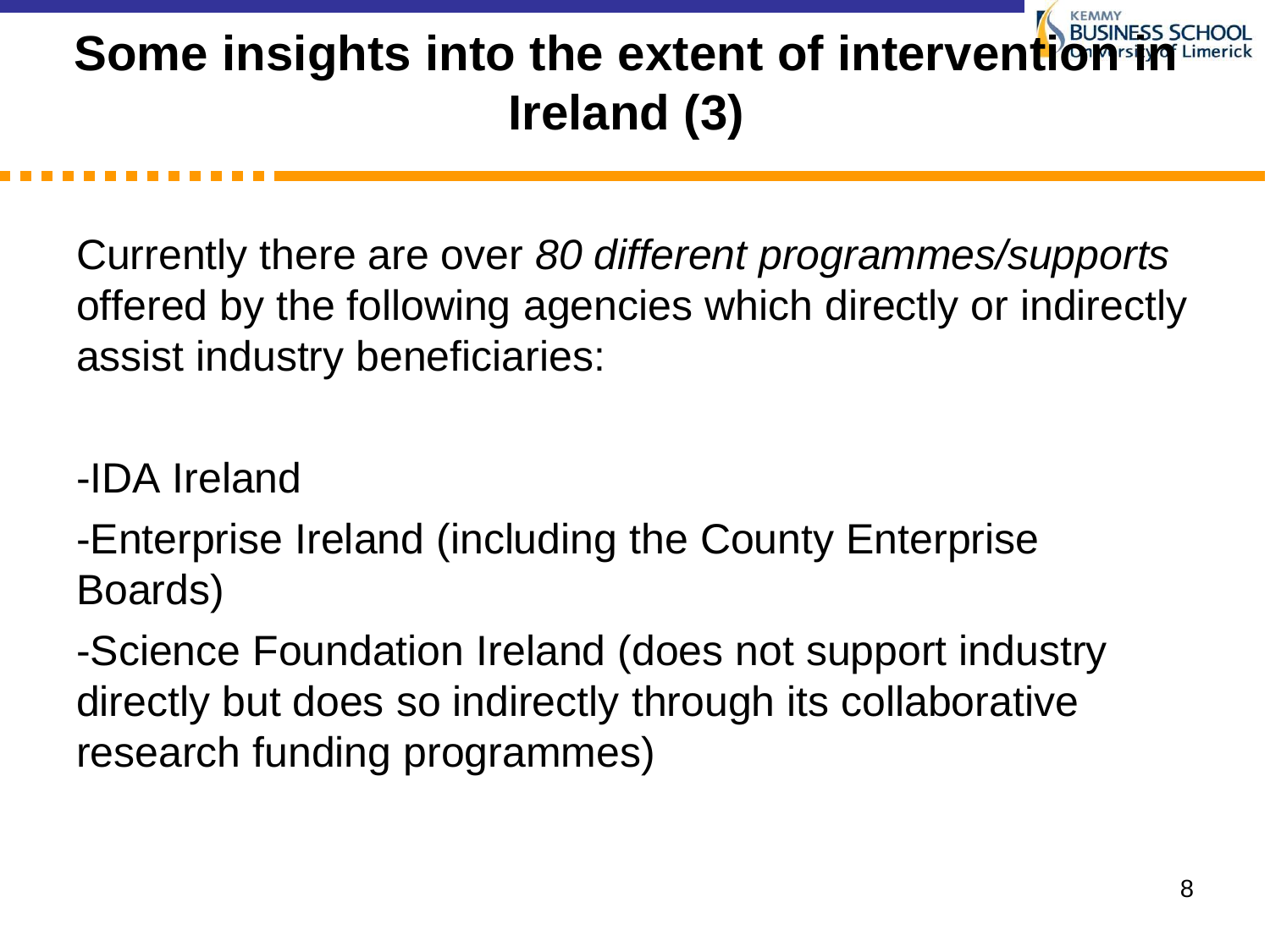# Some insights into the extent of intervention in Ireland (3)

Currently there are over *80 different programmes/supports* offered by the following agencies which directly or indirectly assist industry beneficiaries:

-IDA Ireland

-Enterprise Ireland (including the County Enterprise Boards)

-Science Foundation Ireland (does not support industry directly but does so indirectly through its collaborative research funding programmes)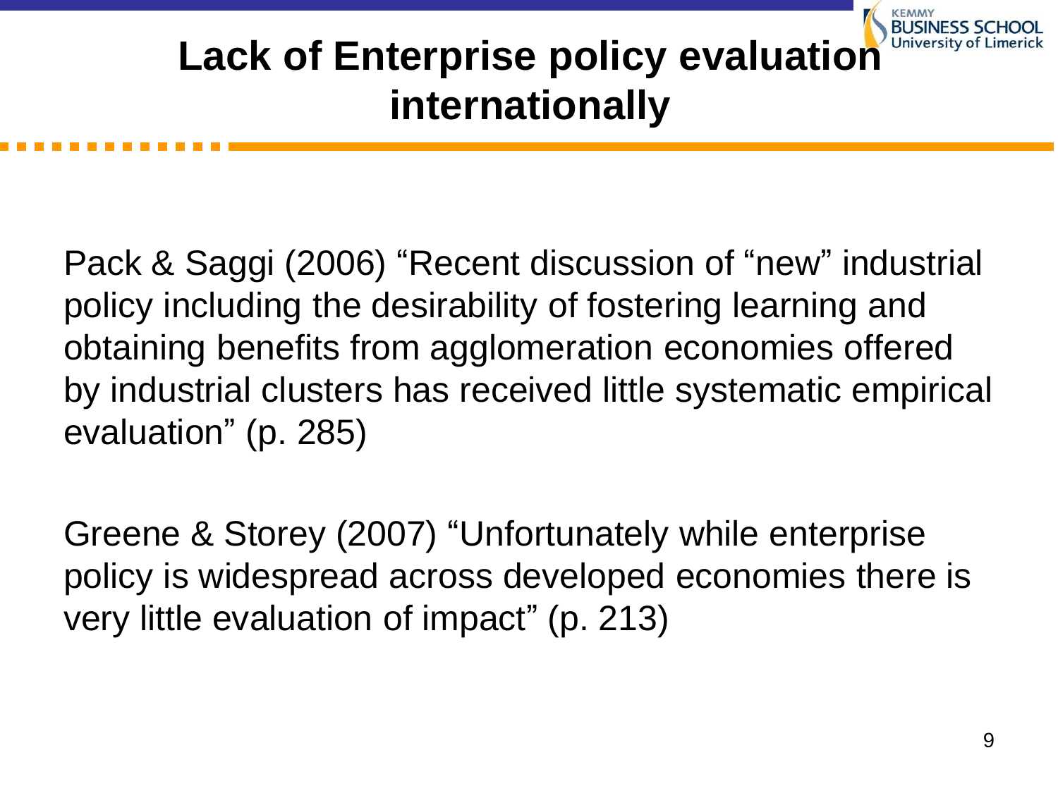# Lack of Enterprise policy evaluation internationally

Pack & Saggi (2006) “Recent discussion of “new” industrial policy including the desirability of fostering learning and obtaining benefits from agglomeration economies offered by industrial clusters has received little systematic empirical evaluation” (p. 285)

Greene & Storey (2007) “Unfortunately while enterprise policy is widespread across developed economies there is very little evaluation of impact” (p. 213)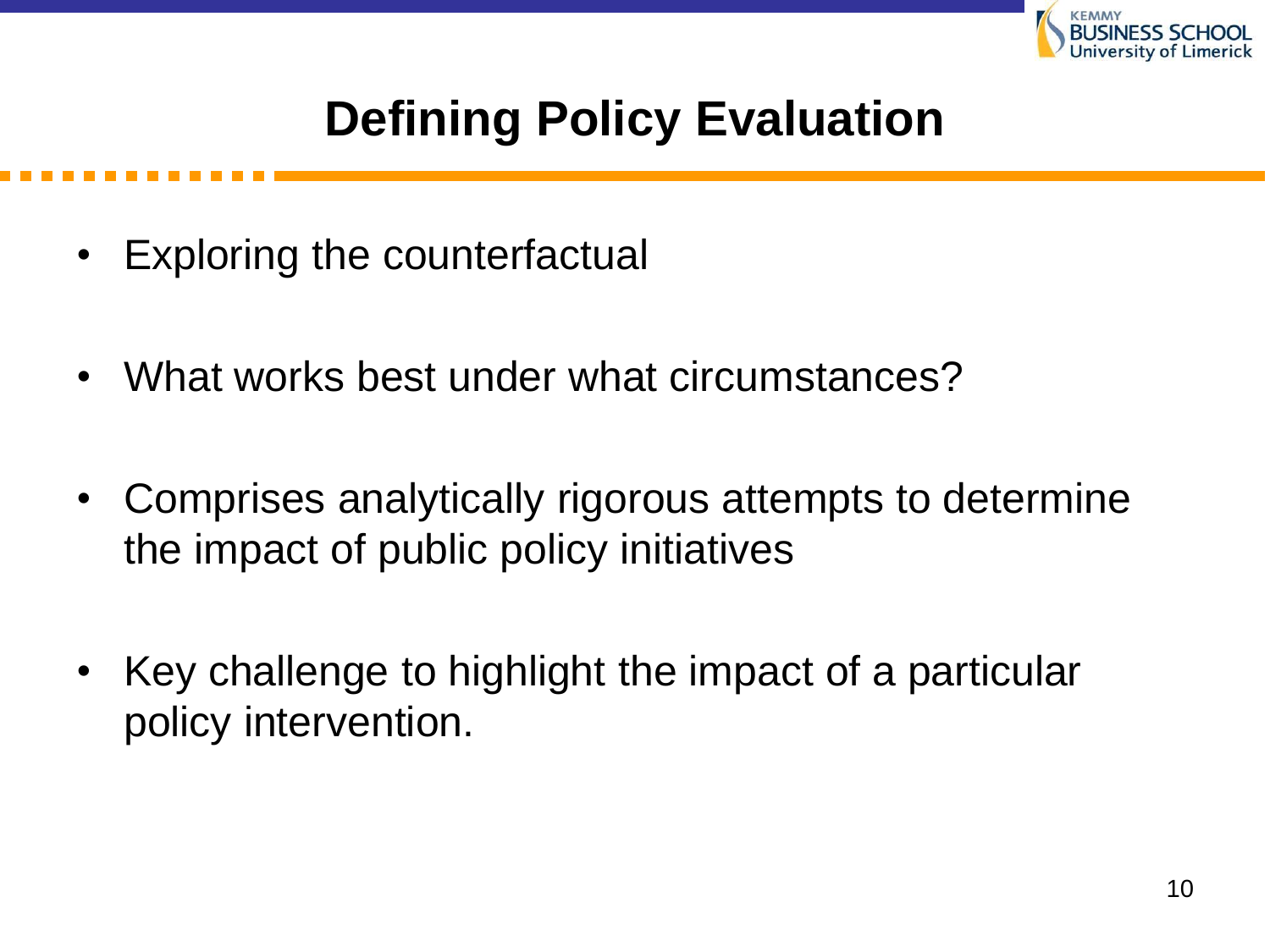# Defining Policy Evaluation

- Exploring the counterfactual
- What works best under what circumstances?
- Comprises analytically rigorous attempts to determine the impact of public policy initiatives
- Key challenge to highlight the impact of a particular policy intervention.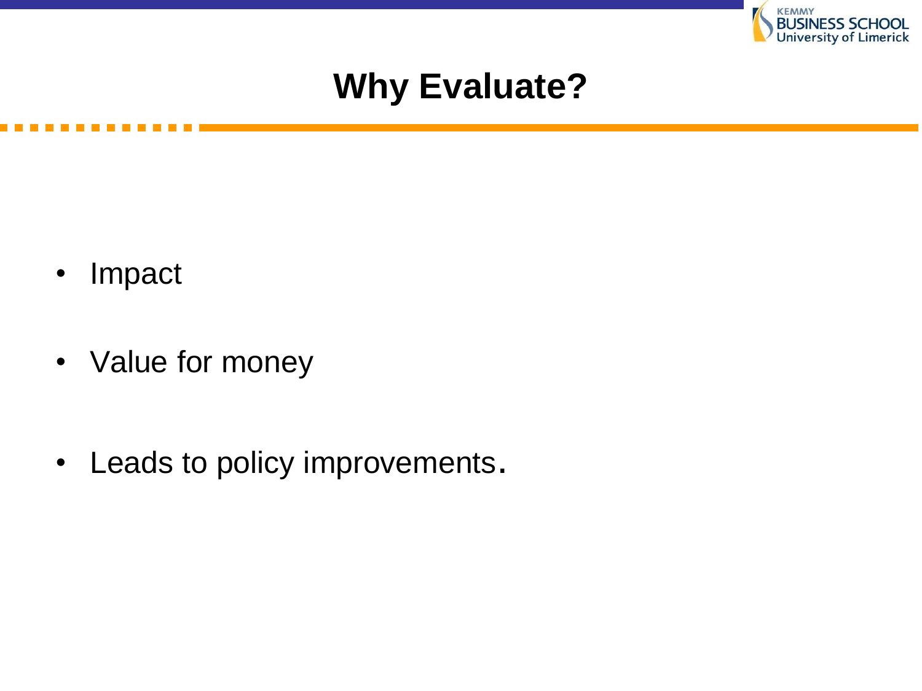# Why Evaluate?

- Impact
- Value for money
- Leads to policy improvements.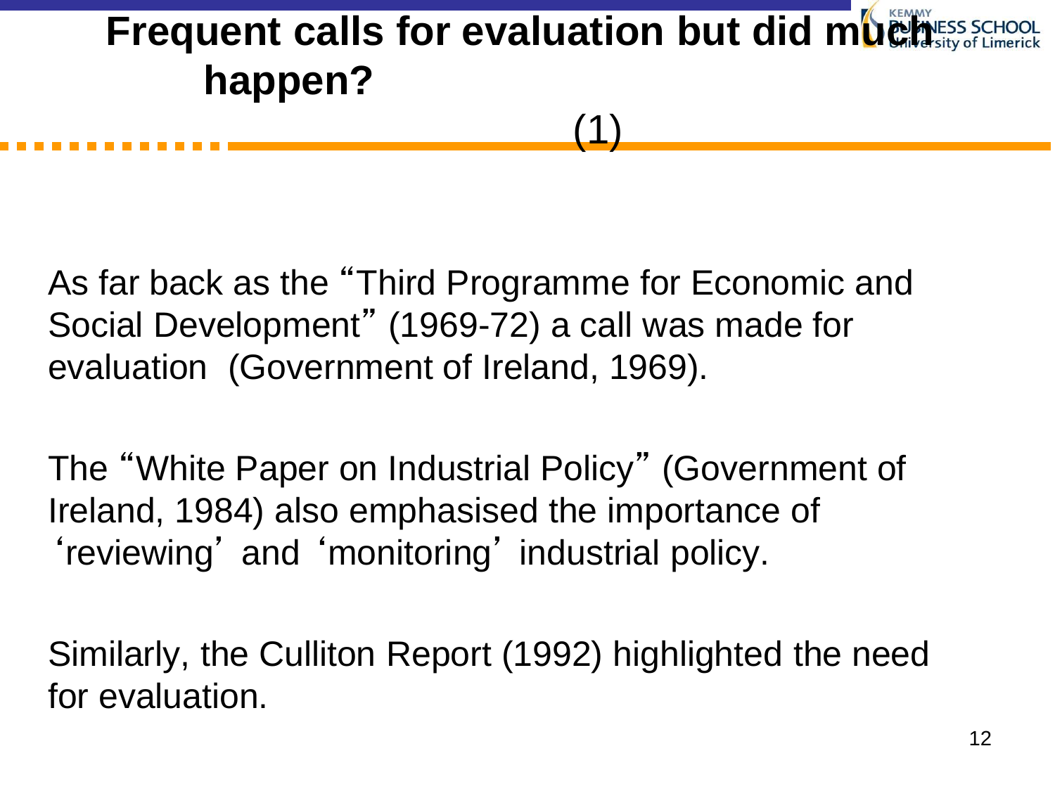# Frequent calls for evaluation but did much happen? (1)

As far back as the "Third Programme for Economic and Social Development" (1969-72) a call was made for evaluation (Government of Ireland, 1969).

The "White Paper on Industrial Policy" (Government of Ireland, 1984) also emphasised the importance of 'reviewing' and 'monitoring' industrial policy.

Similarly, the Culliton Report (1992) highlighted the need for evaluation.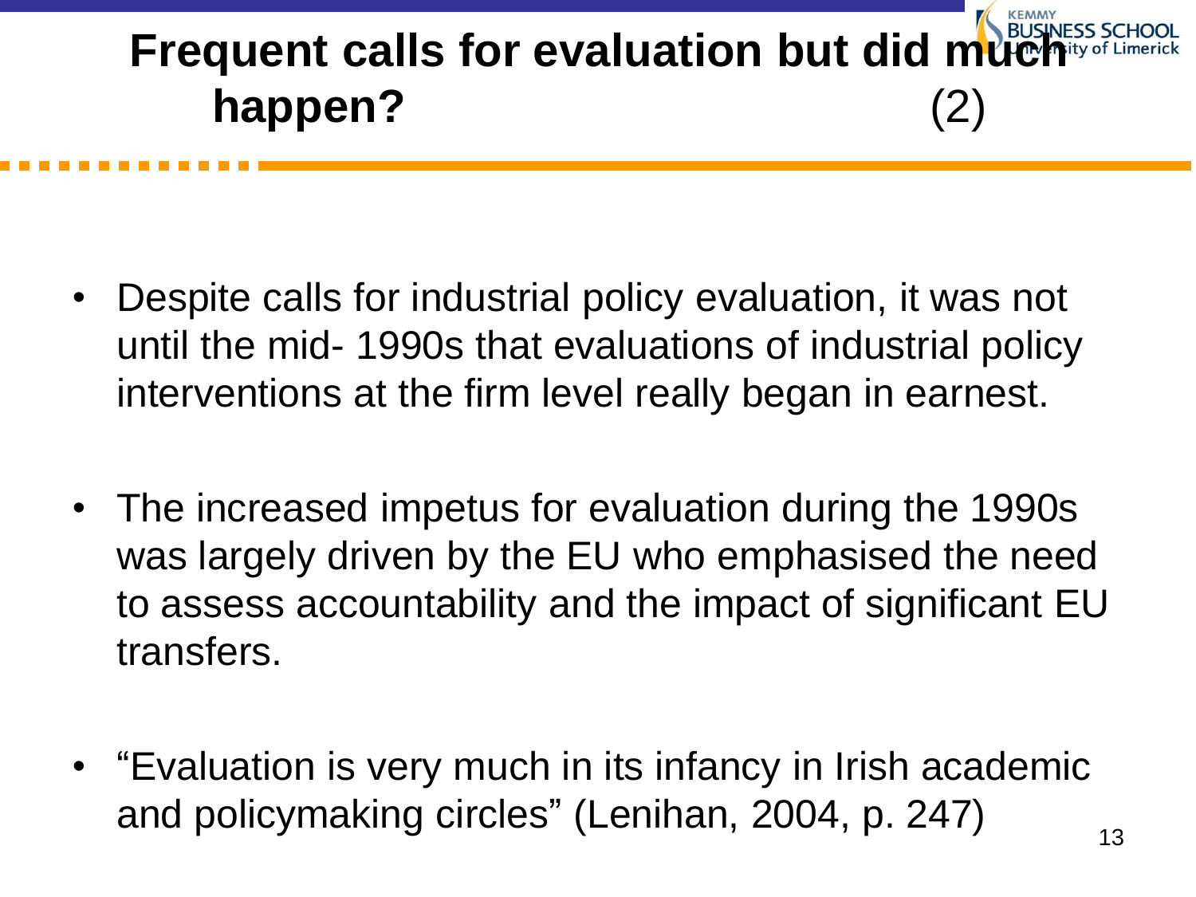# Frequent calls for evaluation but did much happen? (2)

- Despite calls for industrial policy evaluation, it was not until the mid- 1990s that evaluations of industrial policy interventions at the firm level really began in earnest.

- The increased impetus for evaluation during the 1990s was largely driven by the EU who emphasised the need to assess accountability and the impact of significant EU transfers.

- "Evaluation is very much in its infancy in Irish academic and policymaking circles" (Lenihan, 2004, p. 247)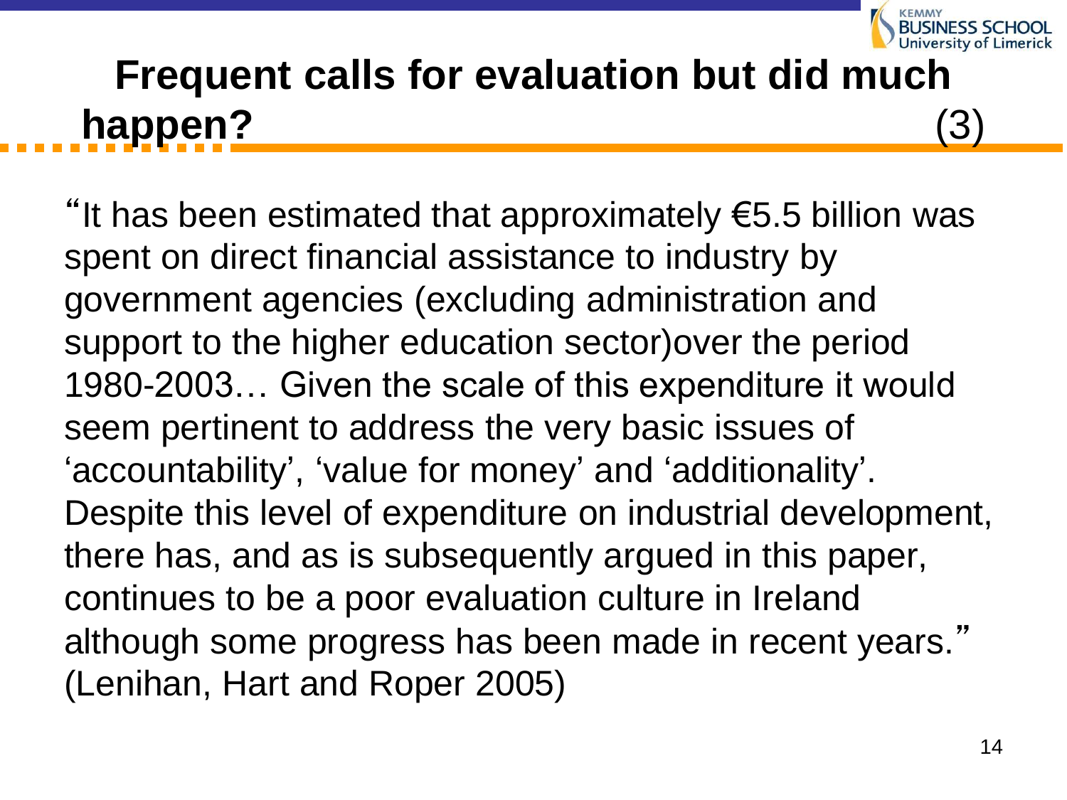# Frequent calls for evaluation but did much happen? (3)

"It has been estimated that approximately €5.5 billion was spent on direct financial assistance to industry by government agencies (excluding administration and support to the higher education sector)over the period 1980-2003… Given the scale of this expenditure it would seem pertinent to address the very basic issues of 'accountability', 'value for money' and 'additionality'. Despite this level of expenditure on industrial development, there has, and as is subsequently argued in this paper, continues to be a poor evaluation culture in Ireland although some progress has been made in recent years." (Lenihan, Hart and Roper 2005)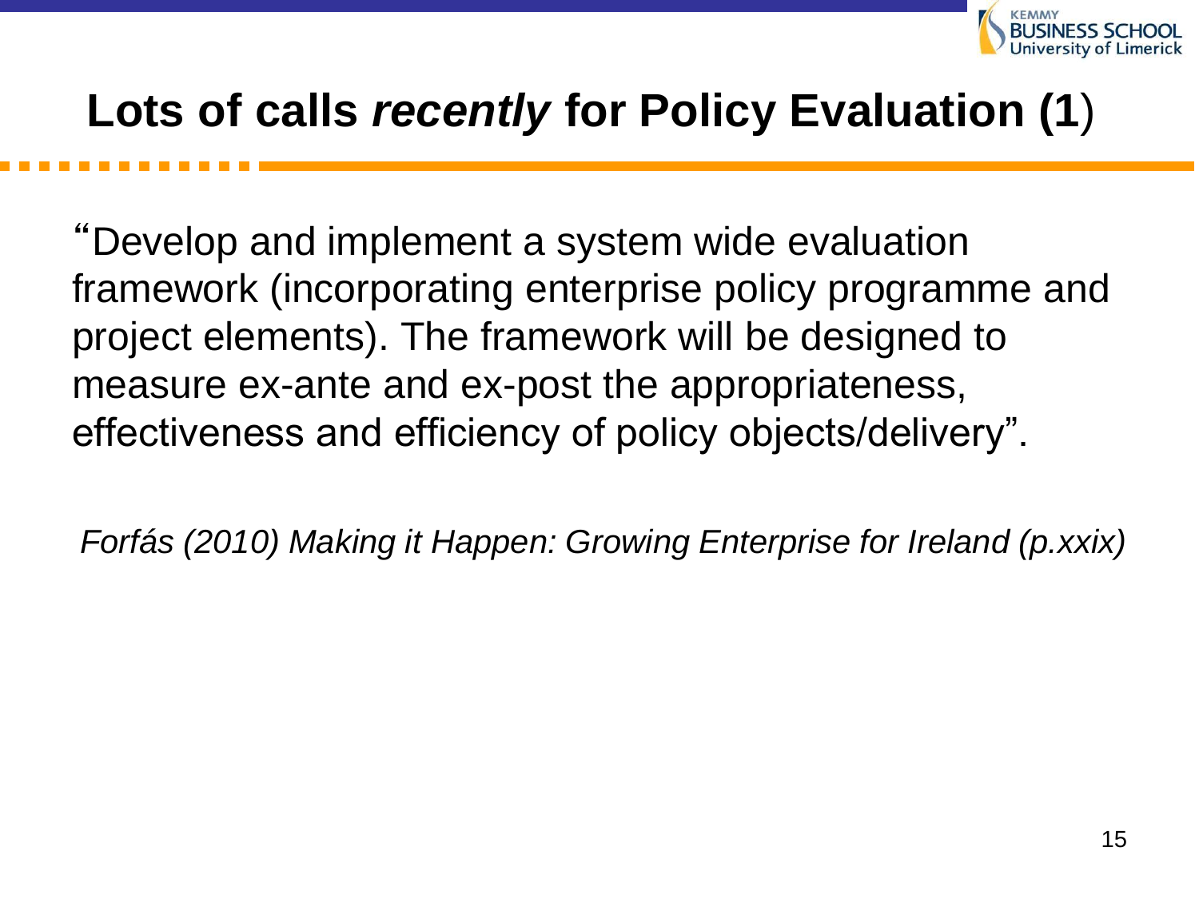# Lots of calls *recently* for Policy Evaluation (1)

"Develop and implement a system wide evaluation framework (incorporating enterprise policy programme and project elements). The framework will be designed to measure ex-ante and ex-post the appropriateness, effectiveness and efficiency of policy objects/delivery".

*Forfás (2010) Making it Happen: Growing Enterprise for Ireland (p.xxix)*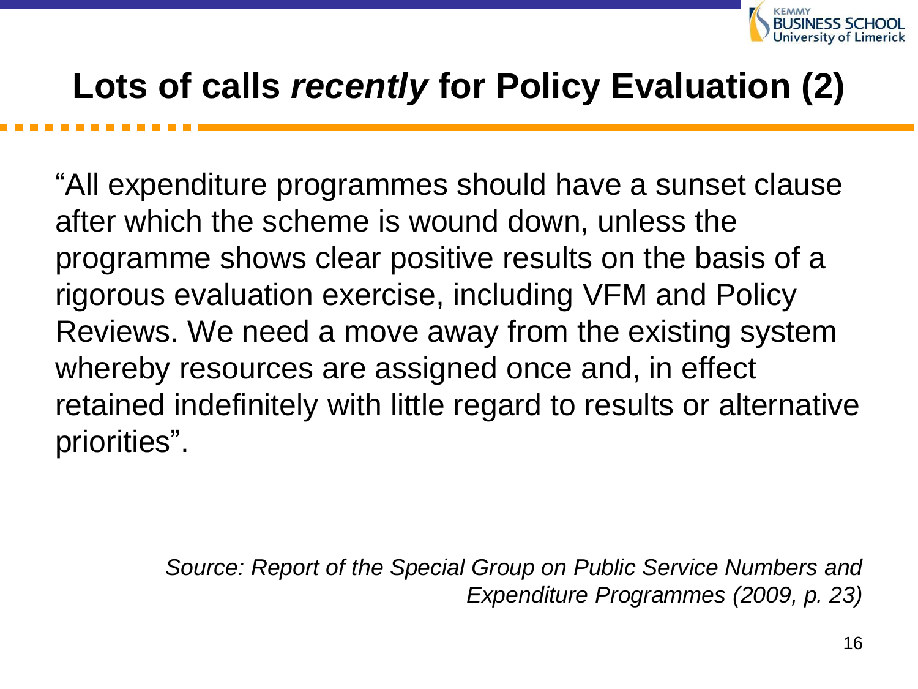# Lots of calls *recently* for Policy Evaluation (2)

"All expenditure programmes should have a sunset clause after which the scheme is wound down, unless the programme shows clear positive results on the basis of a rigorous evaluation exercise, including VFM and Policy Reviews. We need a move away from the existing system whereby resources are assigned once and, in effect retained indefinitely with little regard to results or alternative priorities".

*Source: Report of the Special Group on Public Service Numbers and Expenditure Programmes (2009, p. 23)*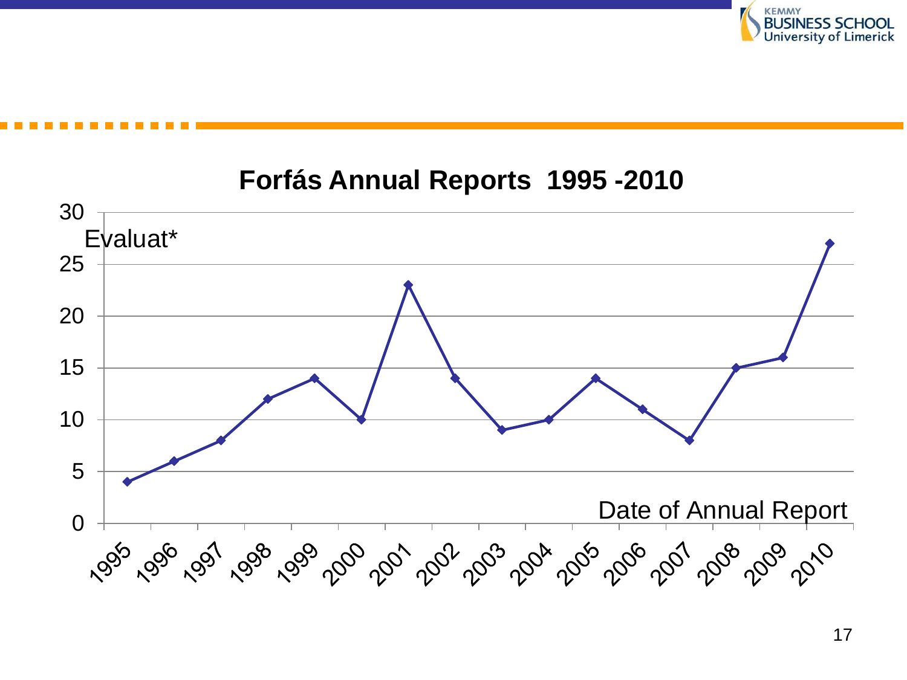## Forfás Annual Reports 1995 -2010

| Date of Annual Report | Evaluat* |
|---|---|
| 1995 | 4 |
| 1996 | 6 |
| 1997 | 8 |
| 1998 | 12 |
| 1999 | 14 |
| 2000 | 10 |
| 2001 | 23 |
| 2002 | 14 |
| 2003 | 9 |
| 2004 | 10 |
| 2005 | 14 |
| 2006 | 11 |
| 2007 | 8 |
| 2008 | 15 |
| 2009 | 16 |
| 2010 | 27 |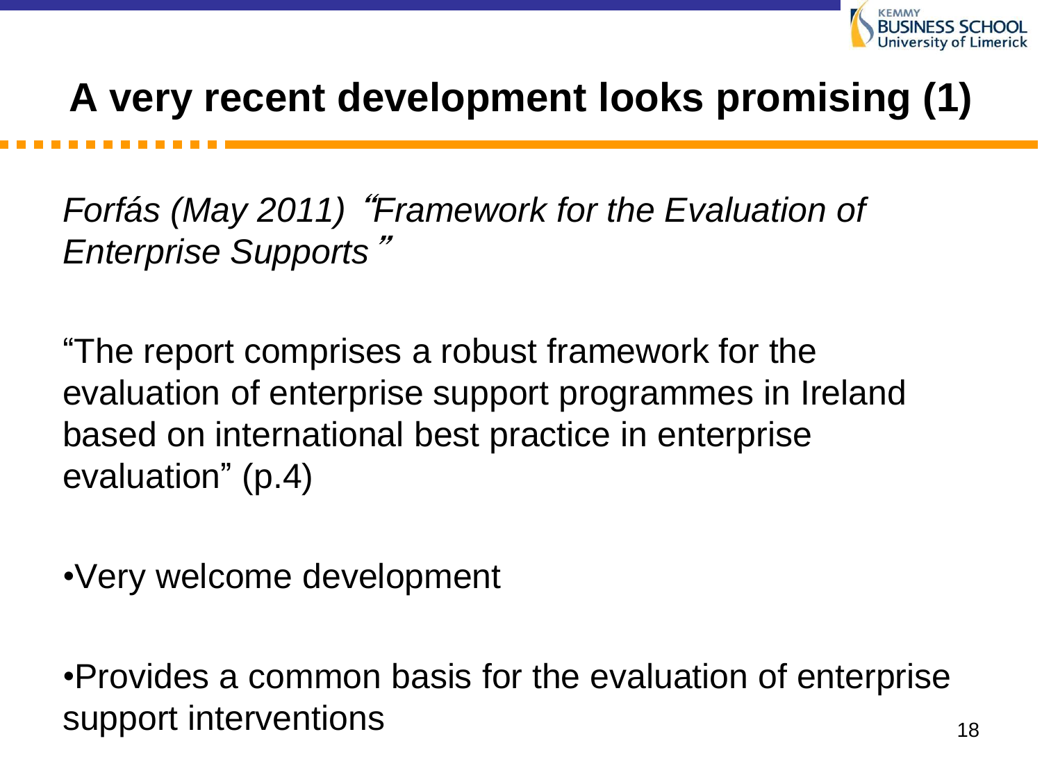# A very recent development looks promising (1)

*Forfás (May 2011) "Framework for the Evaluation of Enterprise Supports"*

"The report comprises a robust framework for the evaluation of enterprise support programmes in Ireland based on international best practice in enterprise evaluation" (p.4)

- Very welcome development

- Provides a common basis for the evaluation of enterprise support interventions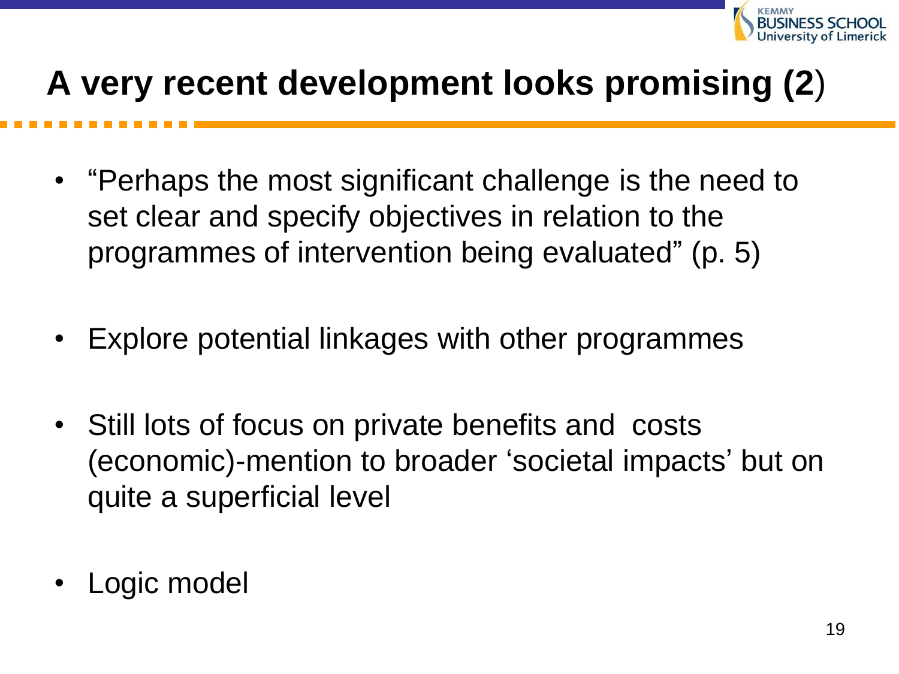# A very recent development looks promising (2)

- "Perhaps the most significant challenge is the need to set clear and specify objectives in relation to the programmes of intervention being evaluated" (p. 5)

- Explore potential linkages with other programmes

- Still lots of focus on private benefits and costs (economic)-mention to broader 'societal impacts' but on quite a superficial level

- Logic model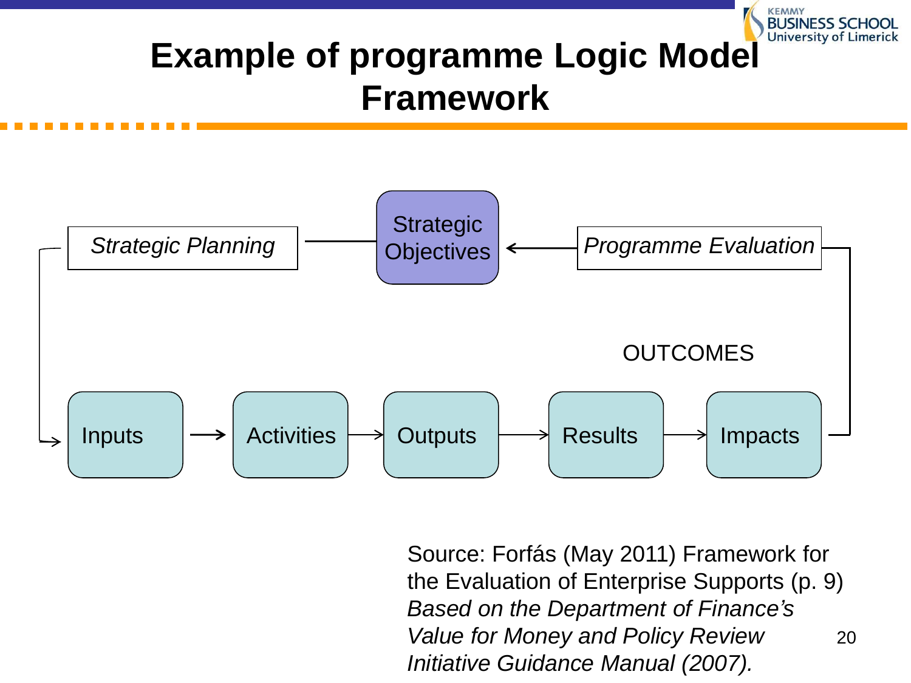# Example of programme Logic Model Framework

*Strategic Planning* — Strategic Objectives ← *Programme Evaluation*

OUTCOMES

Inputs → Activities → Outputs → Results → Impacts

Source: Forfás (May 2011) Framework for the Evaluation of Enterprise Supports (p. 9) *Based on the Department of Finance's Value for Money and Policy Review Initiative Guidance Manual (2007).*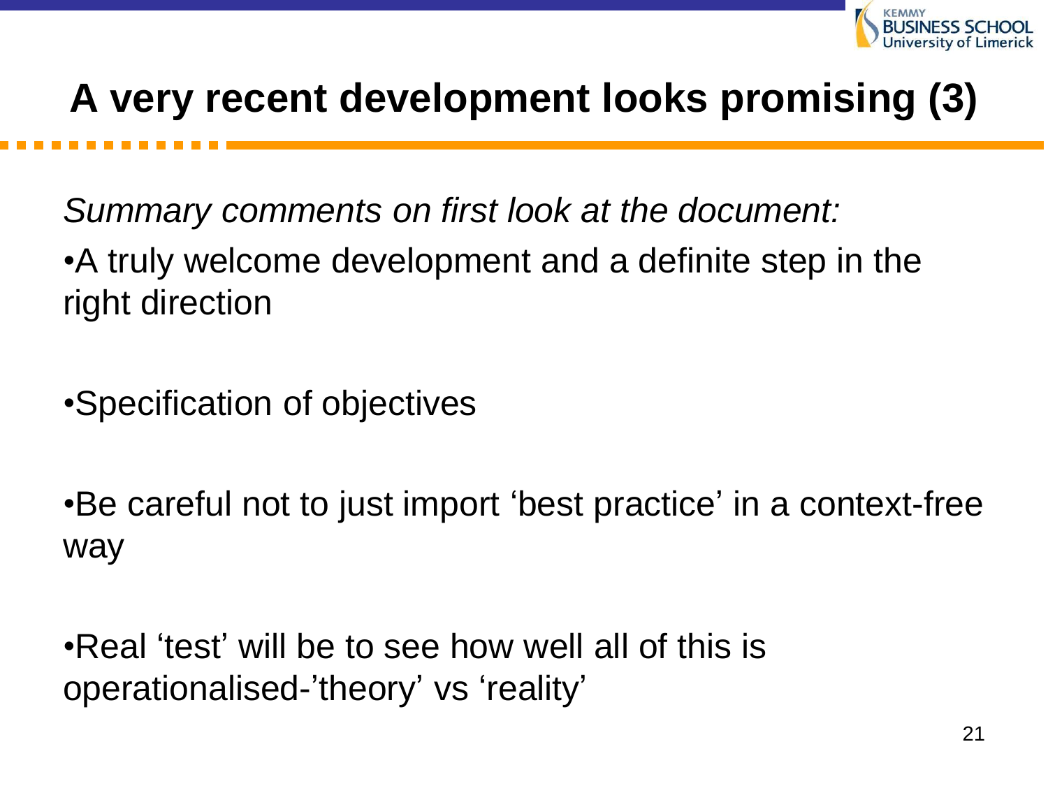# A very recent development looks promising (3)

*Summary comments on first look at the document:*

- A truly welcome development and a definite step in the right direction

- Specification of objectives

- Be careful not to just import 'best practice' in a context-free way

- Real 'test' will be to see how well all of this is operationalised-'theory' vs 'reality'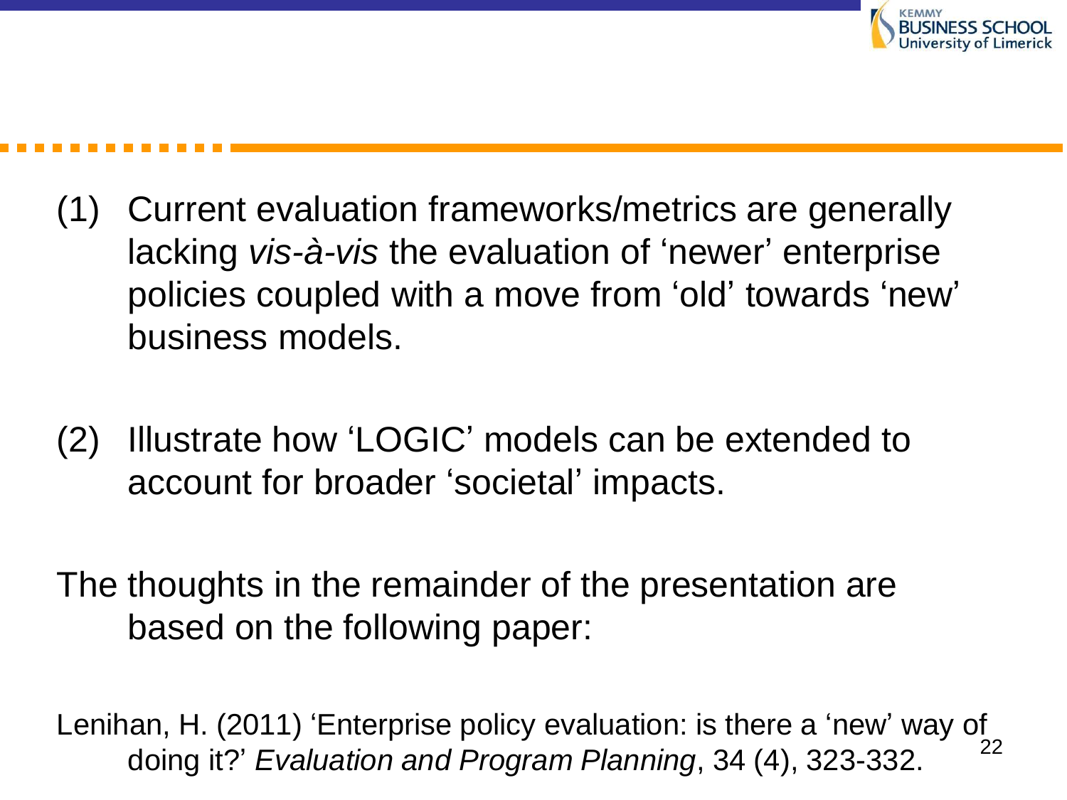(1) Current evaluation frameworks/metrics are generally lacking *vis-à-vis* the evaluation of 'newer' enterprise policies coupled with a move from 'old' towards 'new' business models.

(2) Illustrate how 'LOGIC' models can be extended to account for broader 'societal' impacts.

The thoughts in the remainder of the presentation are based on the following paper:

Lenihan, H. (2011) 'Enterprise policy evaluation: is there a 'new' way of doing it?' *Evaluation and Program Planning*, 34 (4), 323-332.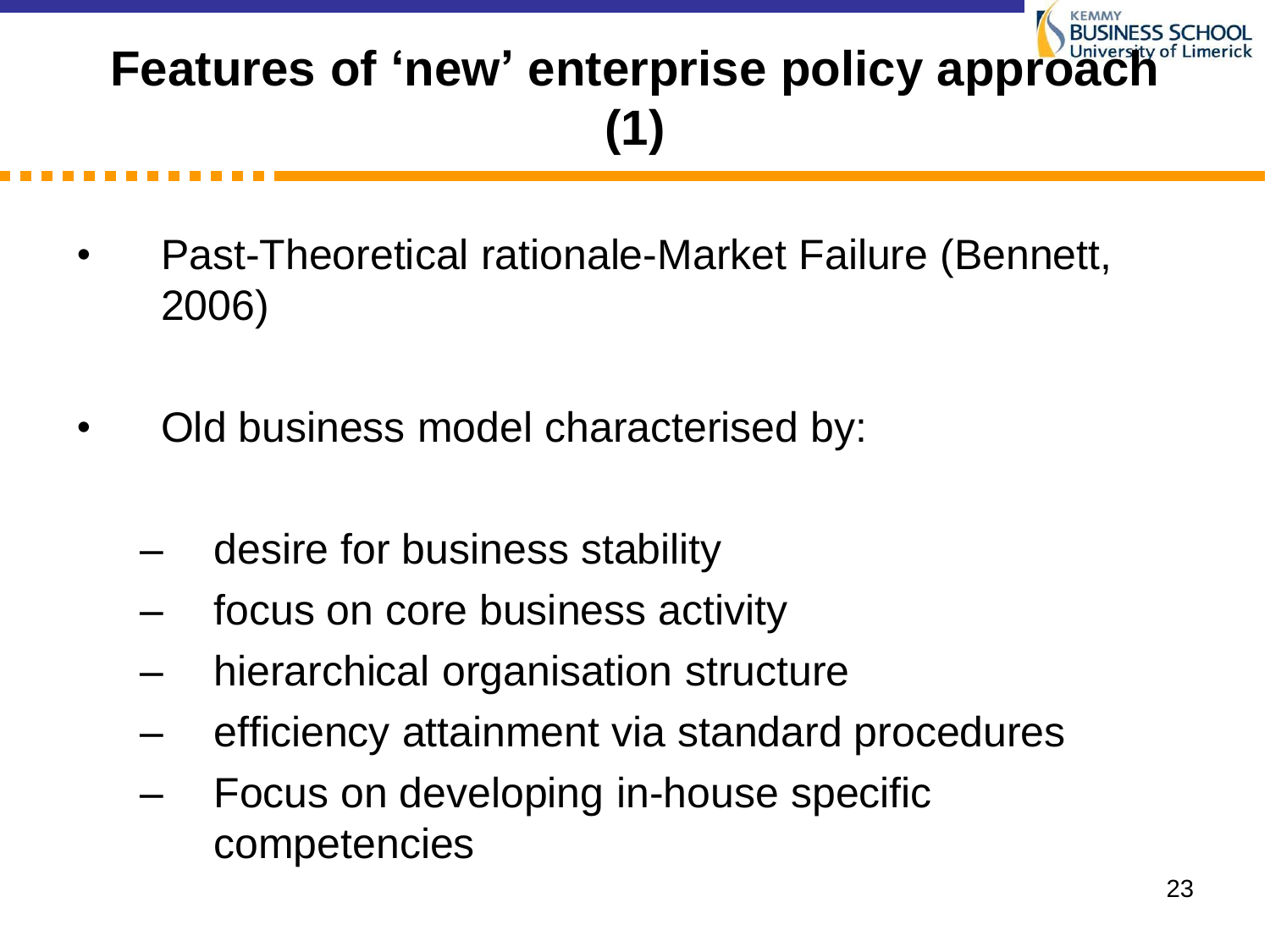# Features of 'new' enterprise policy approach (1)

- Past-Theoretical rationale-Market Failure (Bennett, 2006)

- Old business model characterised by:

  - desire for business stability
  - focus on core business activity
  - hierarchical organisation structure
  - efficiency attainment via standard procedures
  - Focus on developing in-house specific competencies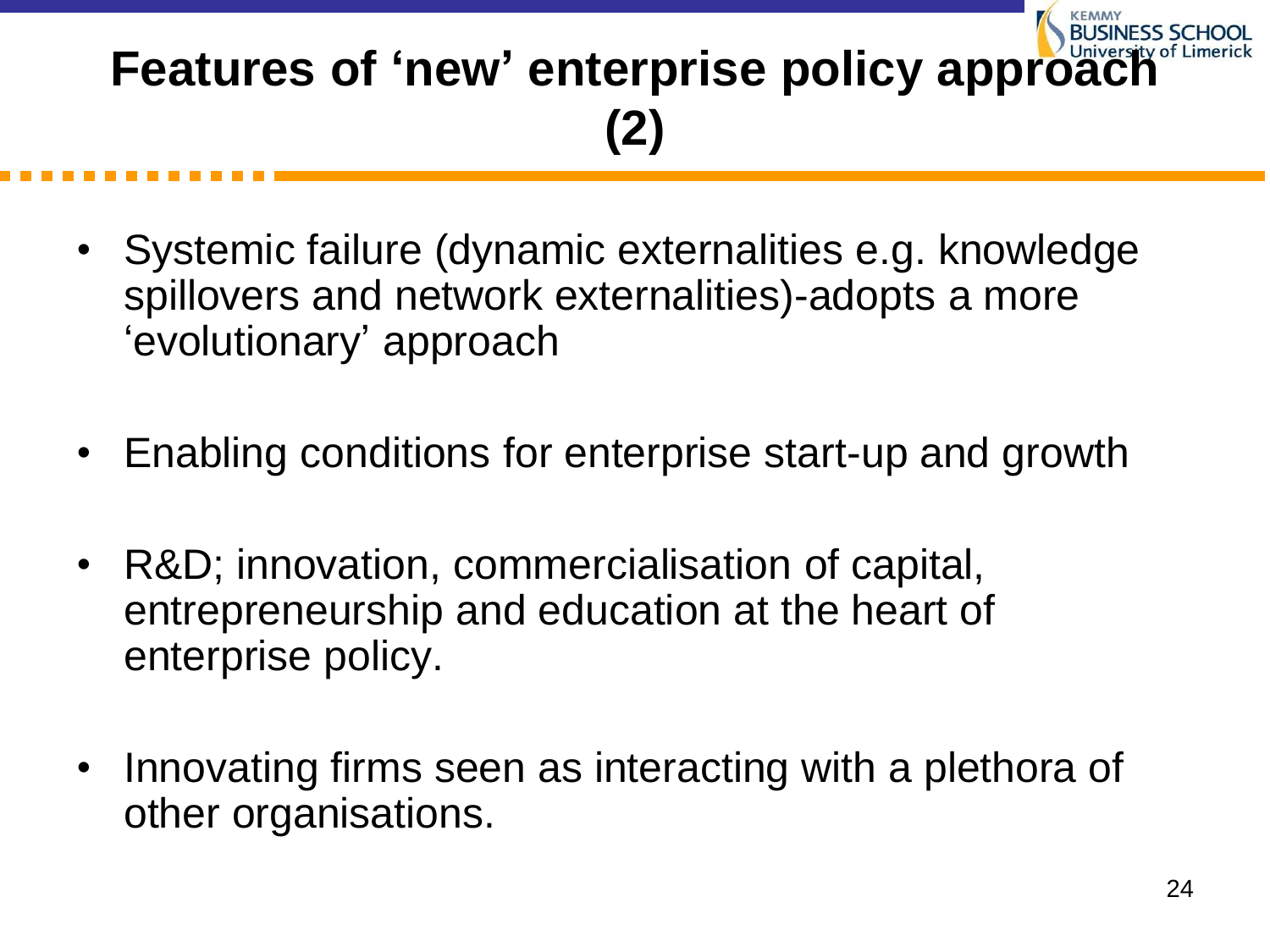# Features of 'new' enterprise policy approach (2)

- Systemic failure (dynamic externalities e.g. knowledge spillovers and network externalities)-adopts a more 'evolutionary' approach
- Enabling conditions for enterprise start-up and growth
- R&D; innovation, commercialisation of capital, entrepreneurship and education at the heart of enterprise policy.
- Innovating firms seen as interacting with a plethora of other organisations.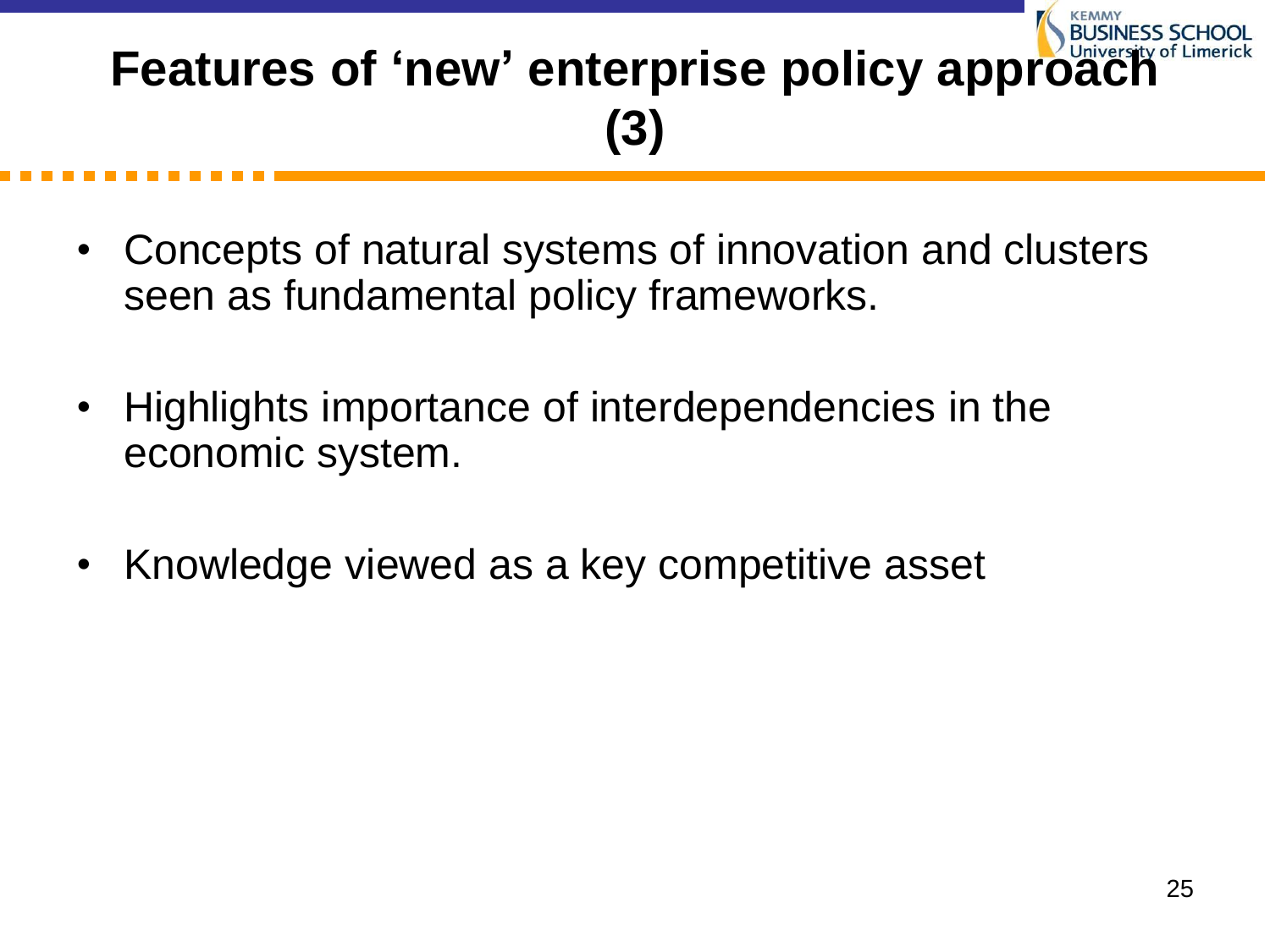# Features of 'new' enterprise policy approach (3)

- Concepts of natural systems of innovation and clusters seen as fundamental policy frameworks.
- Highlights importance of interdependencies in the economic system.
- Knowledge viewed as a key competitive asset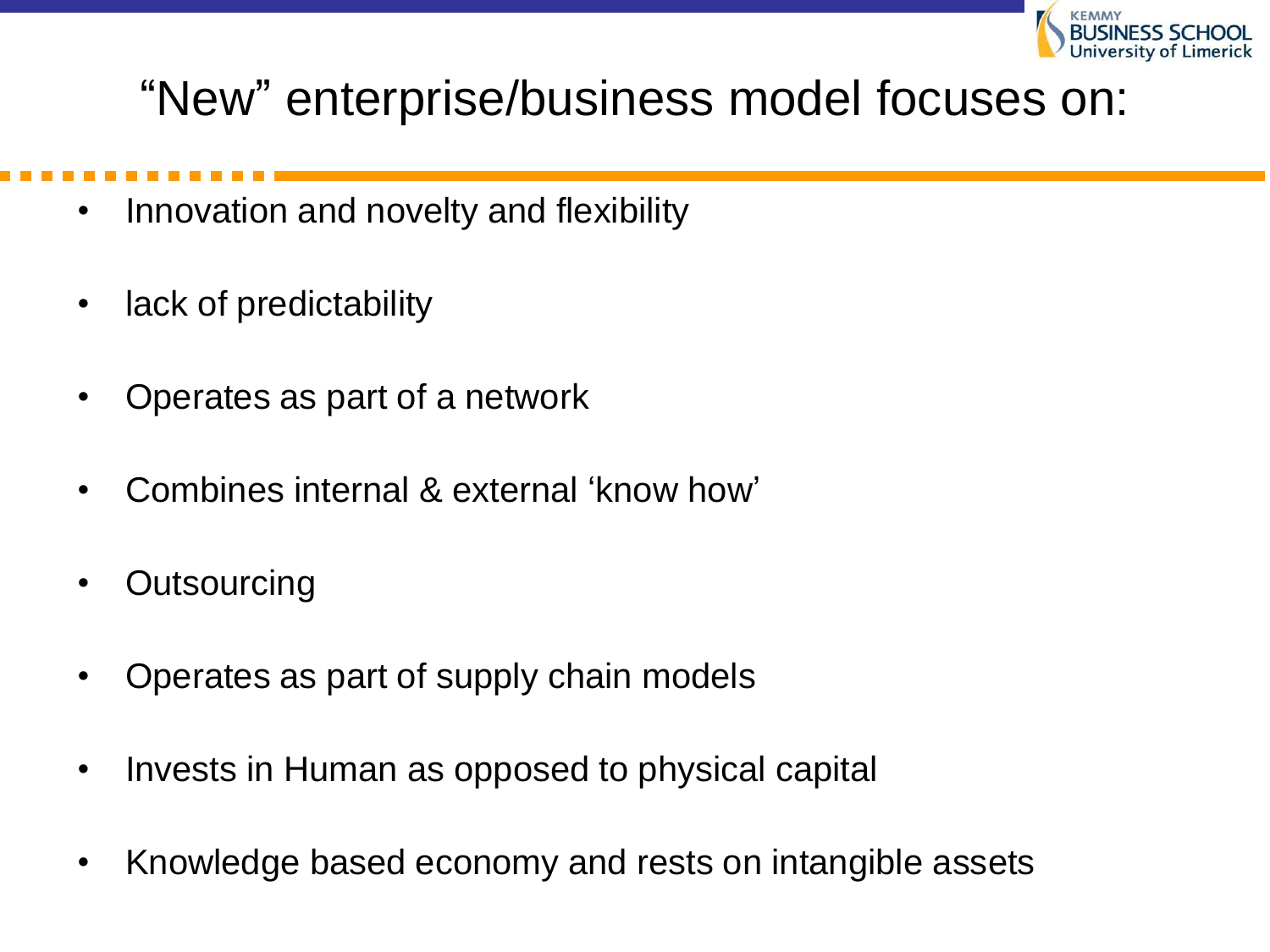# "New" enterprise/business model focuses on:

- Innovation and novelty and flexibility
- lack of predictability
- Operates as part of a network
- Combines internal & external 'know how'
- Outsourcing
- Operates as part of supply chain models
- Invests in Human as opposed to physical capital
- Knowledge based economy and rests on intangible assets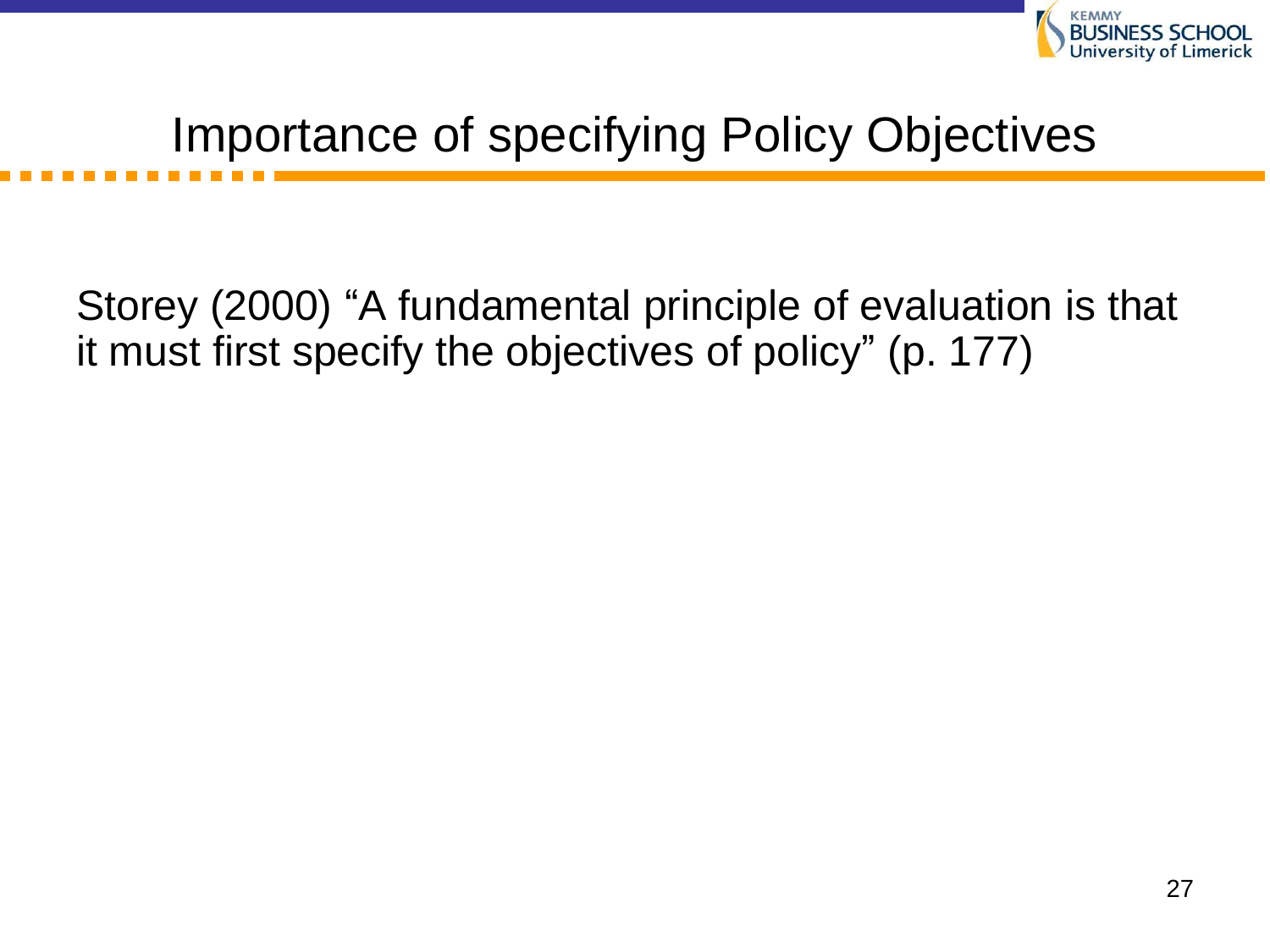# Importance of specifying Policy Objectives

Storey (2000) “A fundamental principle of evaluation is that it must first specify the objectives of policy” (p. 177)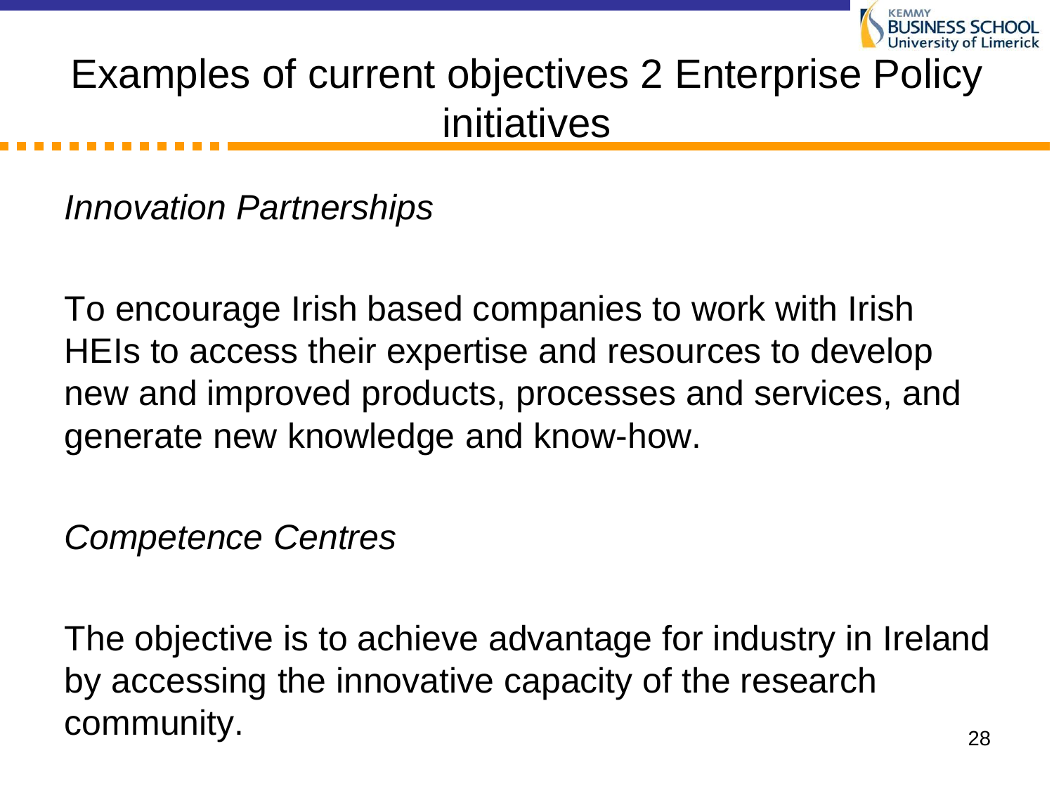# Examples of current objectives 2 Enterprise Policy initiatives

*Innovation Partnerships*

To encourage Irish based companies to work with Irish HEIs to access their expertise and resources to develop new and improved products, processes and services, and generate new knowledge and know-how.

*Competence Centres*

The objective is to achieve advantage for industry in Ireland by accessing the innovative capacity of the research community.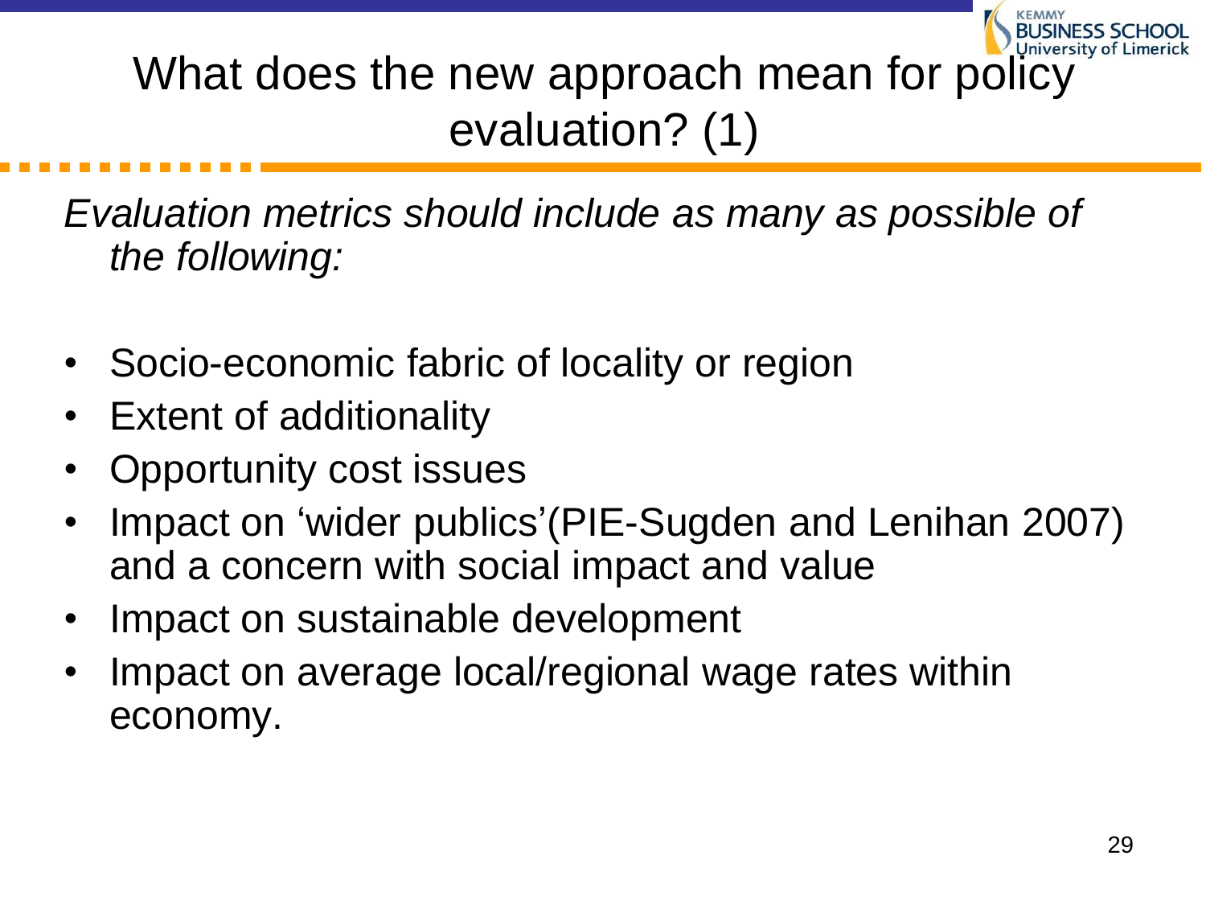# What does the new approach mean for policy evaluation? (1)

*Evaluation metrics should include as many as possible of the following:*

- Socio-economic fabric of locality or region
- Extent of additionality
- Opportunity cost issues
- Impact on 'wider publics'(PIE-Sugden and Lenihan 2007) and a concern with social impact and value
- Impact on sustainable development
- Impact on average local/regional wage rates within economy.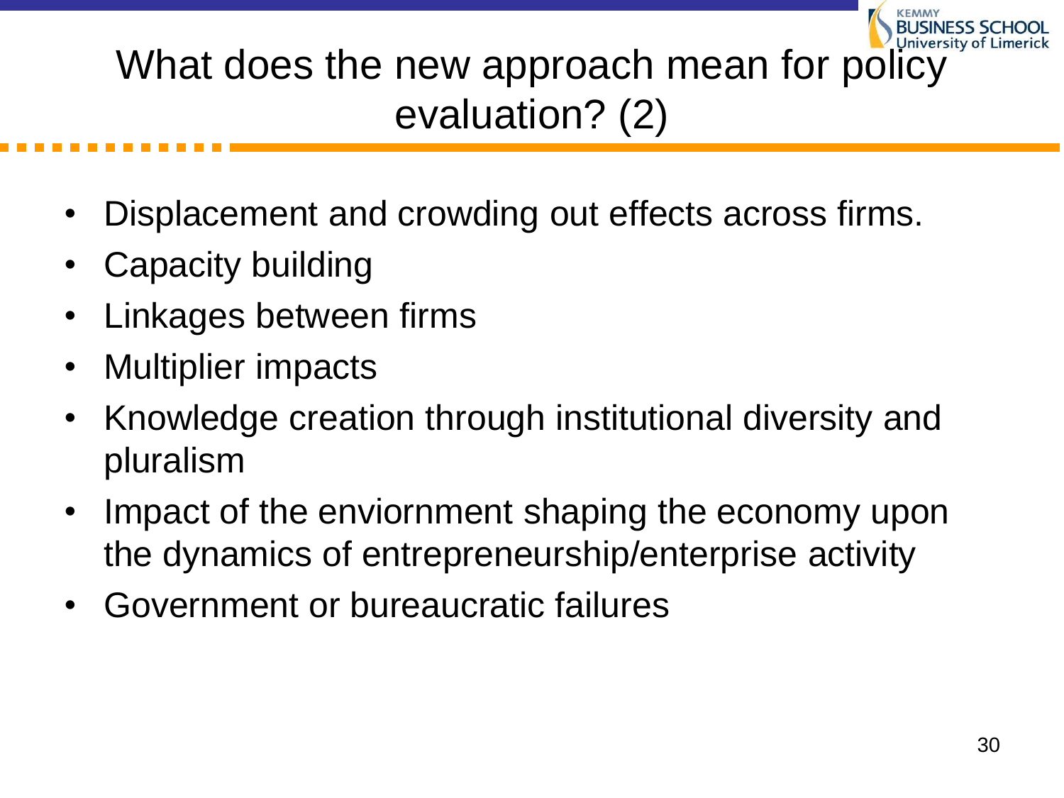# What does the new approach mean for policy evaluation? (2)

- Displacement and crowding out effects across firms.
- Capacity building
- Linkages between firms
- Multiplier impacts
- Knowledge creation through institutional diversity and pluralism
- Impact of the enviornment shaping the economy upon the dynamics of entrepreneurship/enterprise activity
- Government or bureaucratic failures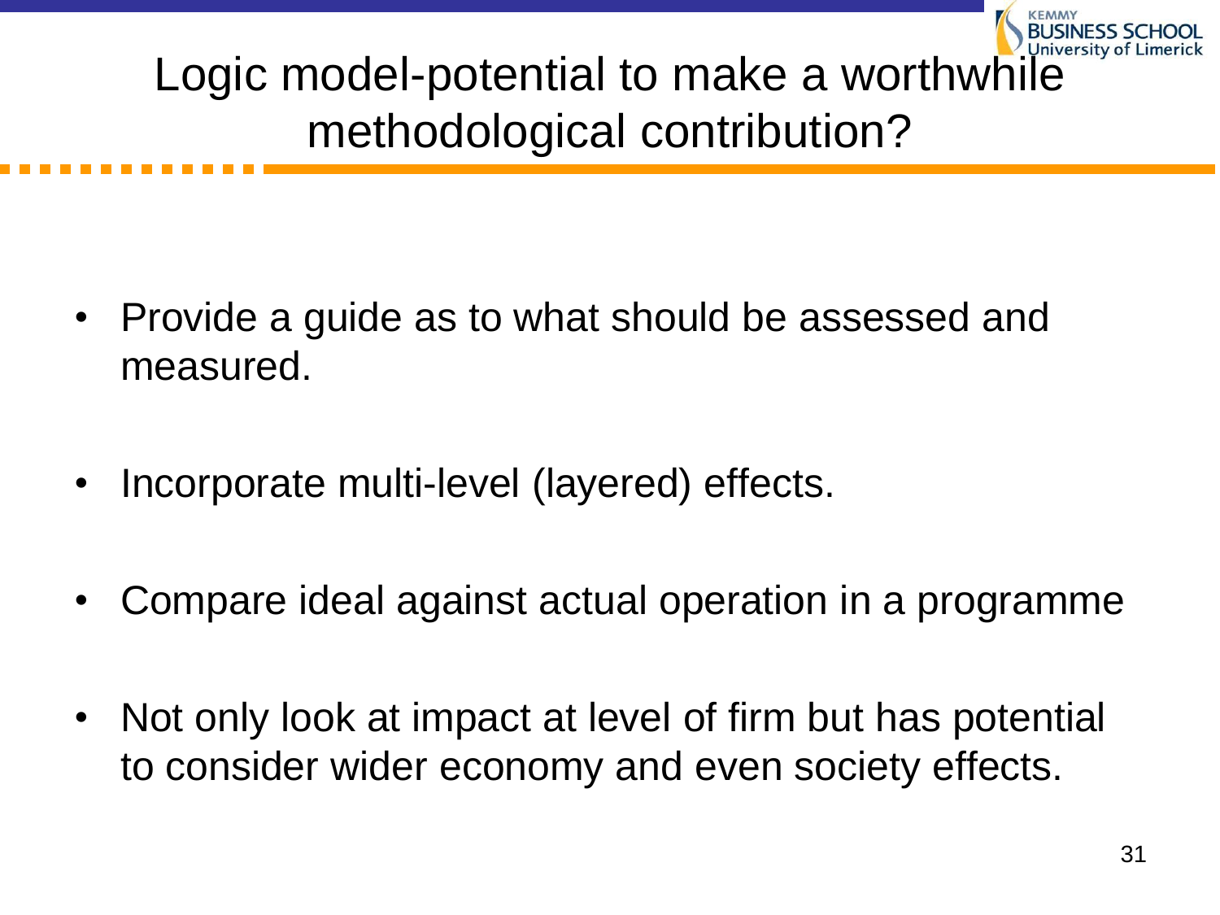# Logic model-potential to make a worthwhile methodological contribution?

- Provide a guide as to what should be assessed and measured.
- Incorporate multi-level (layered) effects.
- Compare ideal against actual operation in a programme
- Not only look at impact at level of firm but has potential to consider wider economy and even society effects.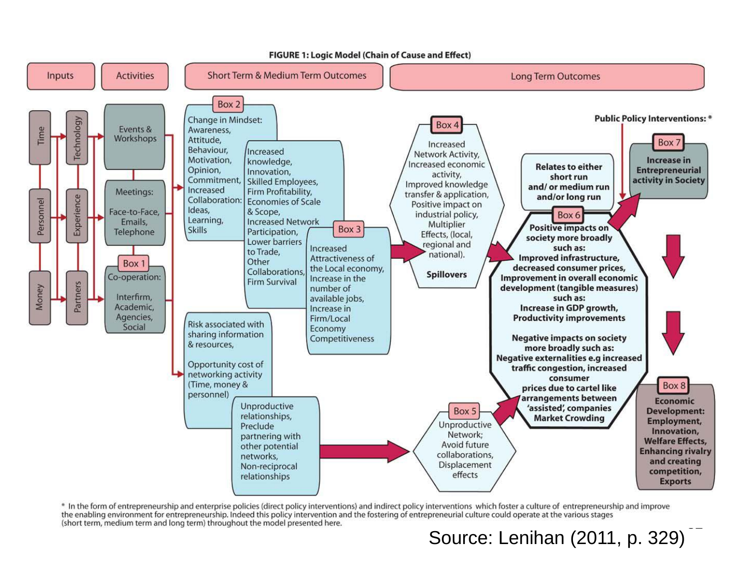**FIGURE 1: Logic Model (Chain of Cause and Effect)**

| Inputs | Activities | Short Term & Medium Term Outcomes | Long Term Outcomes |
|---|---|---|---|

**Inputs:** Time, Personnel, Money; Technology, Experience, Partners

**Activities:**

- Events & Workshops
- Meetings: Face-to-Face, Emails, Telephone
- **Box 1** Co-operation: Interfirm, Academic, Agencies, Social

**Short Term & Medium Term Outcomes:**

**Box 2** Change in Mindset: Awareness, Attitude, Behaviour, Motivation, Opinion, Commitment, Increased Collaboration: Ideas, Learning, Skills

Increased knowledge, Innovation, Skilled Employees, Firm Profitability, Economies of Scale & Scope, Increased Network Participation, Lower barriers to Trade, Other Collaborations, Firm Survival

**Box 3** Increased Attractiveness of the Local economy, Increase in the number of available jobs, Increase in Firm/Local Economy Competitiveness

Risk associated with sharing information & resources,

Opportunity cost of networking activity (Time, money & personnel)

Unproductive relationships, Preclude partnering with other potential networks, Non-reciprocal relationships

**Long Term Outcomes:**

**Box 4** Increased Network Activity, Increased economic activity, Improved knowledge transfer & application, Positive impact on industrial policy, Multiplier Effects, (local, regional and national).

Spillovers

**Box 5** Unproductive Network; Avoid future collaborations, Displacement effects

**Relates to either short run and/ or medium run and/or long run**

**Box 6** **Positive impacts on society more broadly such as: Improved infrastructure, decreased consumer prices, Improvement in overall economic development (tangible measures) such as: Increase in GDP growth, Productivity improvements**

**Negative impacts on society more broadly such as: Negative externalities e.g increased traffic congestion, increased consumer prices due to cartel like arrangements between 'assisted', companies Market Crowding**

**Public Policy Interventions: \***

**Box 7** **Increase in Entrepreneurial activity in Society**

**Box 8** **Economic Development: Employment, Innovation, Welfare Effects, Enhancing rivalry and creating competition, Exports**

\* In the form of entrepreneurship and enterprise policies (direct policy interventions) and indirect policy interventions which foster a culture of entrepreneurship and improve the enabling environment for entrepreneurship. Indeed this policy intervention and the fostering of entrepreneurial culture could operate at the various stages (short term, medium term and long term) throughout the model presented here.

Source: Lenihan (2011, p. 329)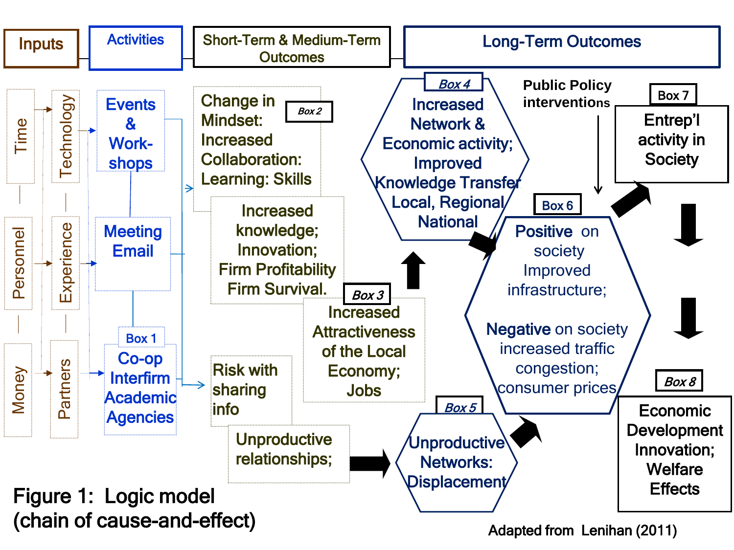**Inputs** | **Activities** | **Short-Term & Medium-Term Outcomes** | **Long-Term Outcomes**

**Inputs**

- Time
- Personnel
- Money
- Technology
- Experience
- Partners

**Activities**

- Events & Work-shops
- Meeting Email
- Box 1: Co-op Interfirm Academic Agencies

**Short-Term & Medium-Term Outcomes**

- Box 2: Change in Mindset: Increased Collaboration: Learning: Skills
- Increased knowledge; Innovation; Firm Profitability Firm Survival.
- Box 3: Increased Attractiveness of the Local Economy; Jobs
- Risk with sharing info
- Unproductive relationships;

**Long-Term Outcomes**

- Box 4: Increased Network & Economic activity; Improved Knowledge Transfer Local, Regional National
- Box 5: Unproductive Networks: Displacement
- Public Policy interventions
- Box 6: **Positive** on society Improved infrastructure; **Negative** on society increased traffic congestion; consumer prices
- Box 7: Entrep'l activity in Society
- Box 8: Economic Development Innovation; Welfare Effects

Figure 1: Logic model (chain of cause-and-effect)

Adapted from Lenihan (2011)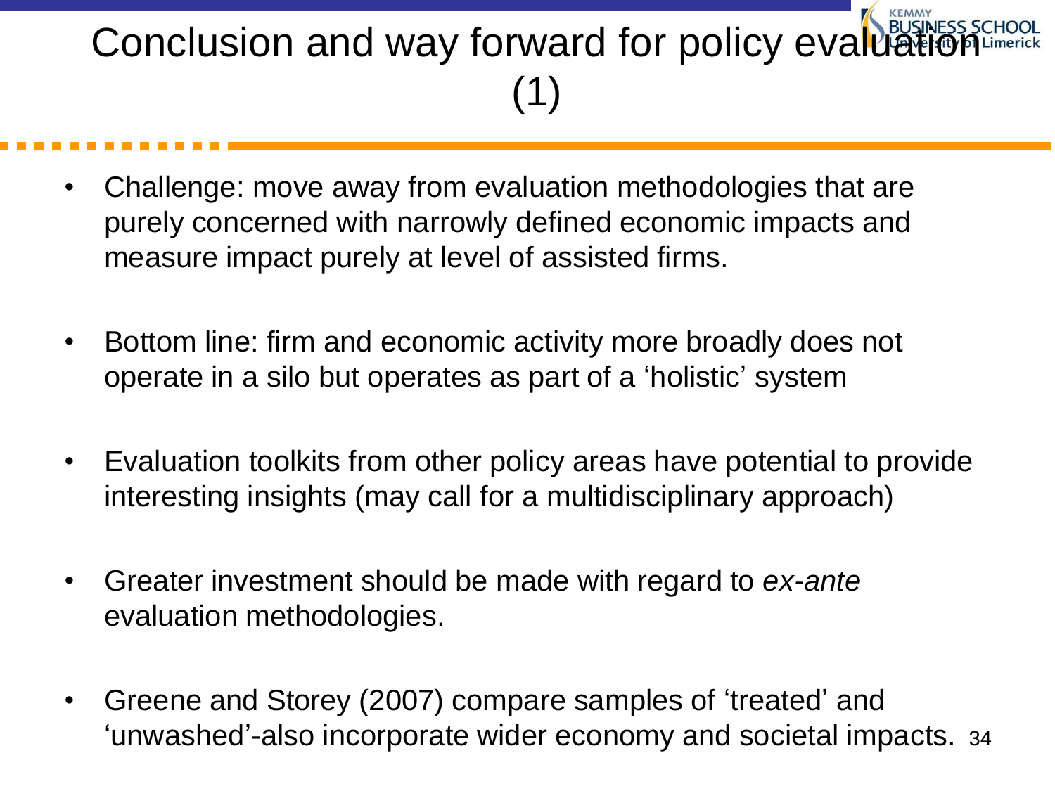# Conclusion and way forward for policy evaluation (1)

- Challenge: move away from evaluation methodologies that are purely concerned with narrowly defined economic impacts and measure impact purely at level of assisted firms.
- Bottom line: firm and economic activity more broadly does not operate in a silo but operates as part of a 'holistic' system
- Evaluation toolkits from other policy areas have potential to provide interesting insights (may call for a multidisciplinary approach)
- Greater investment should be made with regard to *ex-ante* evaluation methodologies.
- Greene and Storey (2007) compare samples of 'treated' and 'unwashed'-also incorporate wider economy and societal impacts.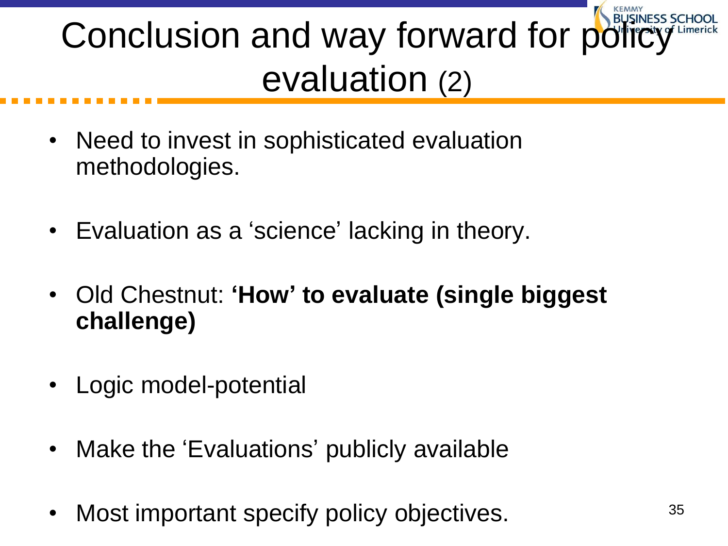# Conclusion and way forward for policy evaluation (2)

- Need to invest in sophisticated evaluation methodologies.
- Evaluation as a 'science' lacking in theory.
- Old Chestnut: **'How' to evaluate (single biggest challenge)**
- Logic model-potential
- Make the 'Evaluations' publicly available
- Most important specify policy objectives.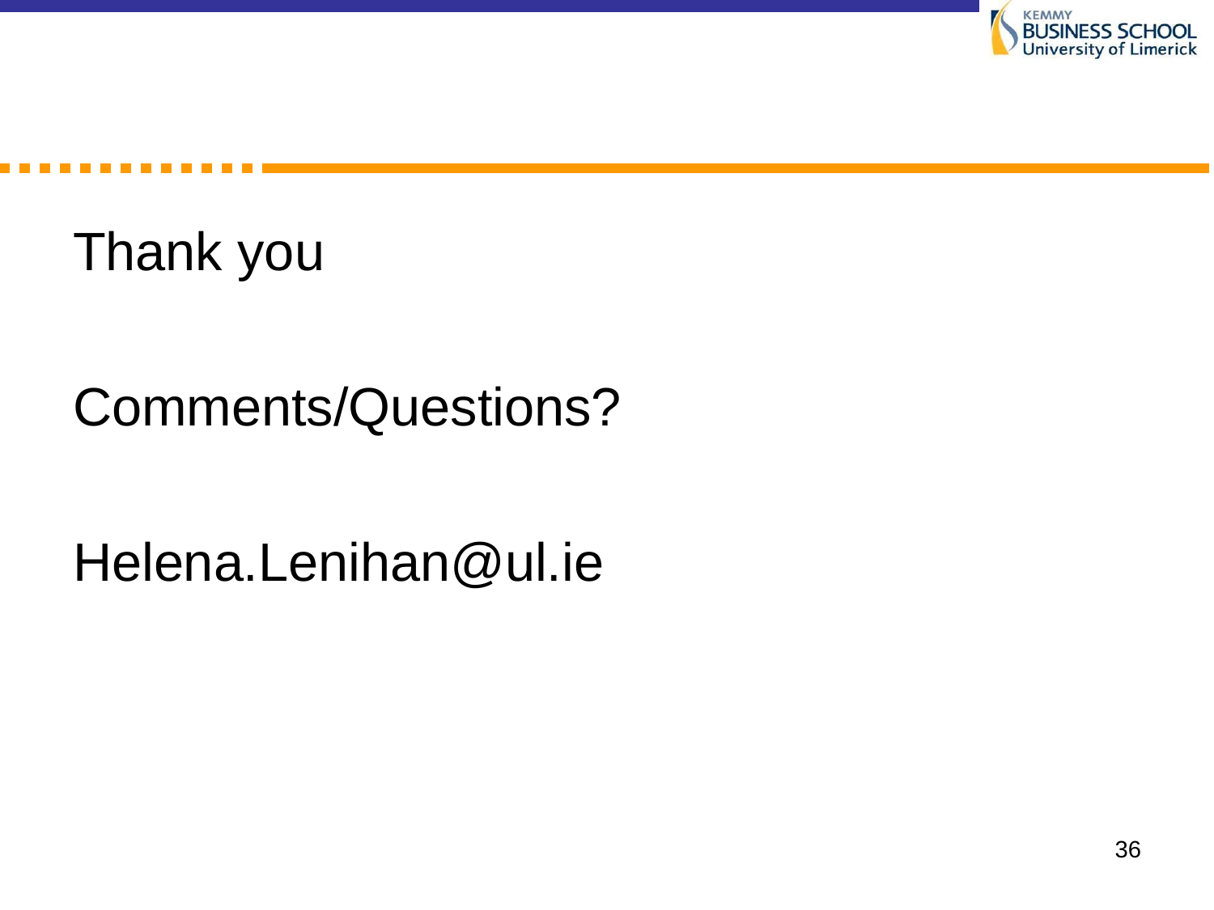Thank you

Comments/Questions?

Helena.Lenihan@ul.ie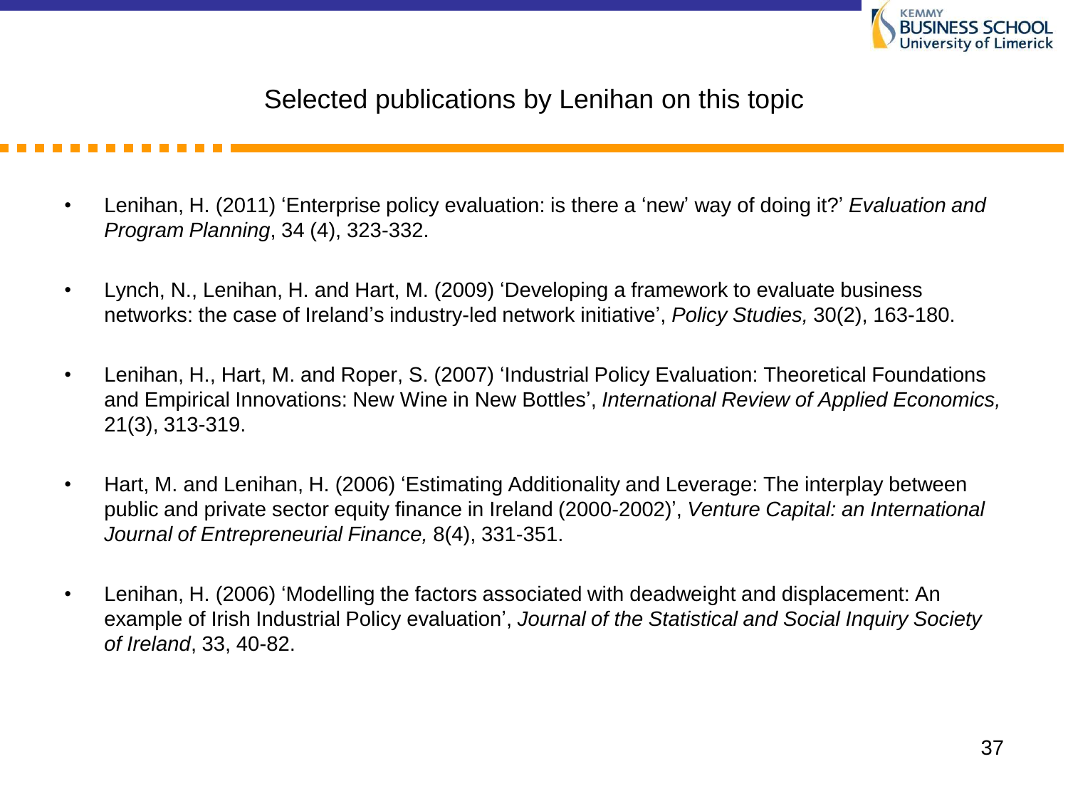## Selected publications by Lenihan on this topic

- Lenihan, H. (2011) 'Enterprise policy evaluation: is there a 'new' way of doing it?' *Evaluation and Program Planning*, 34 (4), 323-332.

- Lynch, N., Lenihan, H. and Hart, M. (2009) 'Developing a framework to evaluate business networks: the case of Ireland's industry-led network initiative', *Policy Studies,* 30(2), 163-180.

- Lenihan, H., Hart, M. and Roper, S. (2007) 'Industrial Policy Evaluation: Theoretical Foundations and Empirical Innovations: New Wine in New Bottles', *International Review of Applied Economics,* 21(3), 313-319.

- Hart, M. and Lenihan, H. (2006) 'Estimating Additionality and Leverage: The interplay between public and private sector equity finance in Ireland (2000-2002)', *Venture Capital: an International Journal of Entrepreneurial Finance,* 8(4), 331-351.

- Lenihan, H. (2006) 'Modelling the factors associated with deadweight and displacement: An example of Irish Industrial Policy evaluation', *Journal of the Statistical and Social Inquiry Society of Ireland*, 33, 40-82.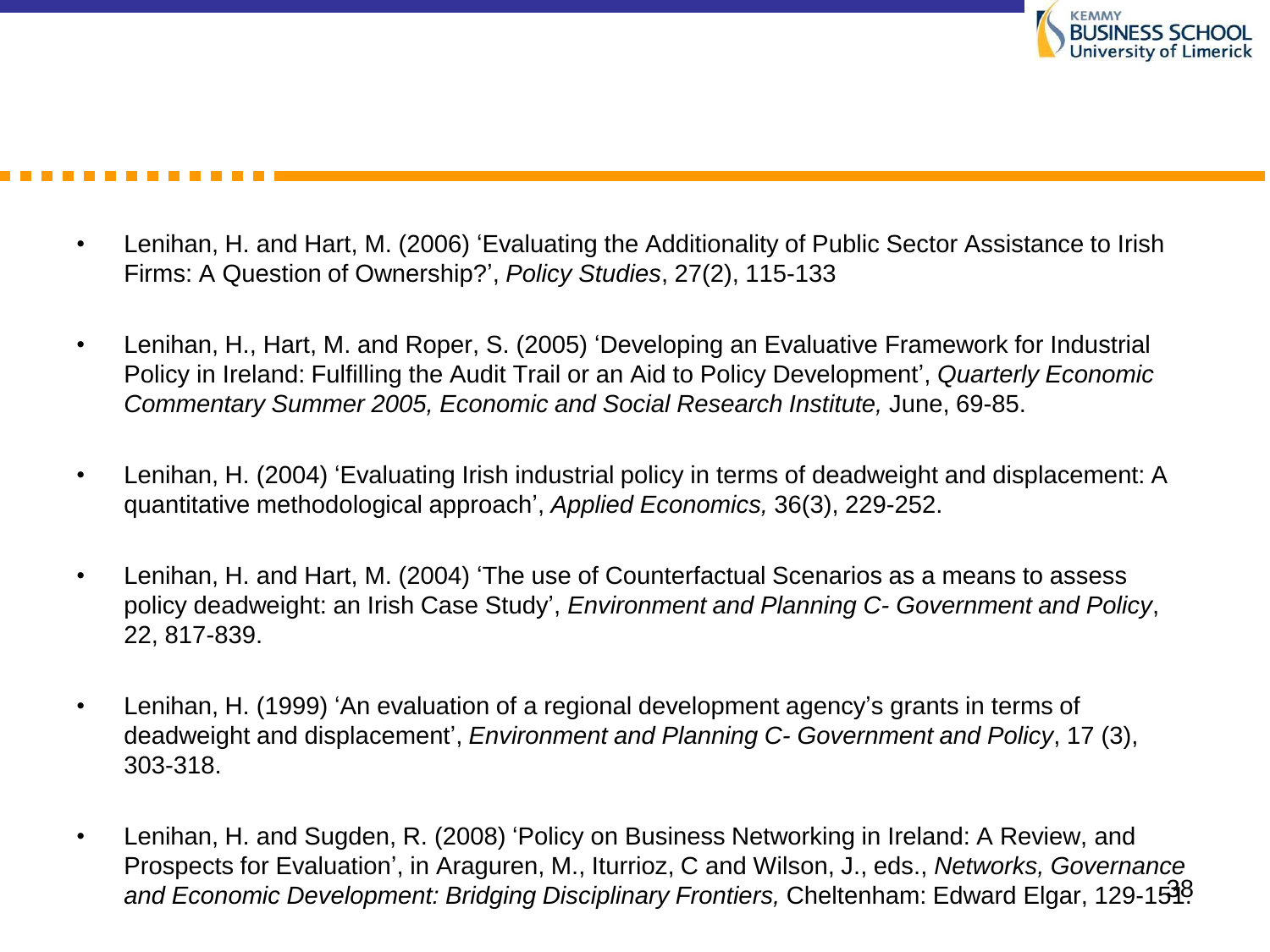- Lenihan, H. and Hart, M. (2006) ‘Evaluating the Additionality of Public Sector Assistance to Irish Firms: A Question of Ownership?’, *Policy Studies*, 27(2), 115-133

- Lenihan, H., Hart, M. and Roper, S. (2005) ‘Developing an Evaluative Framework for Industrial Policy in Ireland: Fulfilling the Audit Trail or an Aid to Policy Development’, *Quarterly Economic Commentary Summer 2005, Economic and Social Research Institute,* June, 69-85.

- Lenihan, H. (2004) ‘Evaluating Irish industrial policy in terms of deadweight and displacement: A quantitative methodological approach’, *Applied Economics,* 36(3), 229-252.

- Lenihan, H. and Hart, M. (2004) ‘The use of Counterfactual Scenarios as a means to assess policy deadweight: an Irish Case Study’, *Environment and Planning C- Government and Policy*, 22, 817-839.

- Lenihan, H. (1999) ‘An evaluation of a regional development agency’s grants in terms of deadweight and displacement’, *Environment and Planning C- Government and Policy*, 17 (3), 303-318.

- Lenihan, H. and Sugden, R. (2008) ‘Policy on Business Networking in Ireland: A Review, and Prospects for Evaluation’, in Araguren, M., Iturrioz, C and Wilson, J., eds., *Networks, Governance and Economic Development: Bridging Disciplinary Frontiers,* Cheltenham: Edward Elgar, 129-151.